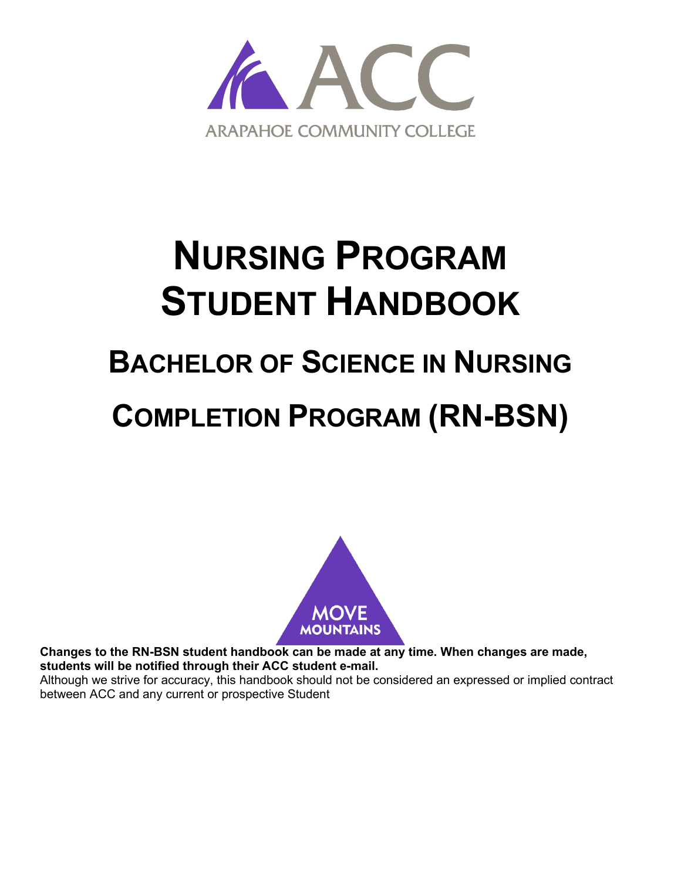ACC

ARAPAHOE COMMUNITY COLLEGE

# Nursing Program Student Handbook

## Bachelor of Science in Nursing Completion Program (RN-BSN)

MOVE MOUNTAINS

**Changes to the RN-BSN student handbook can be made at any time. When changes are made, students will be notified through their ACC student e-mail.**

Although we strive for accuracy, this handbook should not be considered an expressed or implied contract between ACC and any current or prospective Student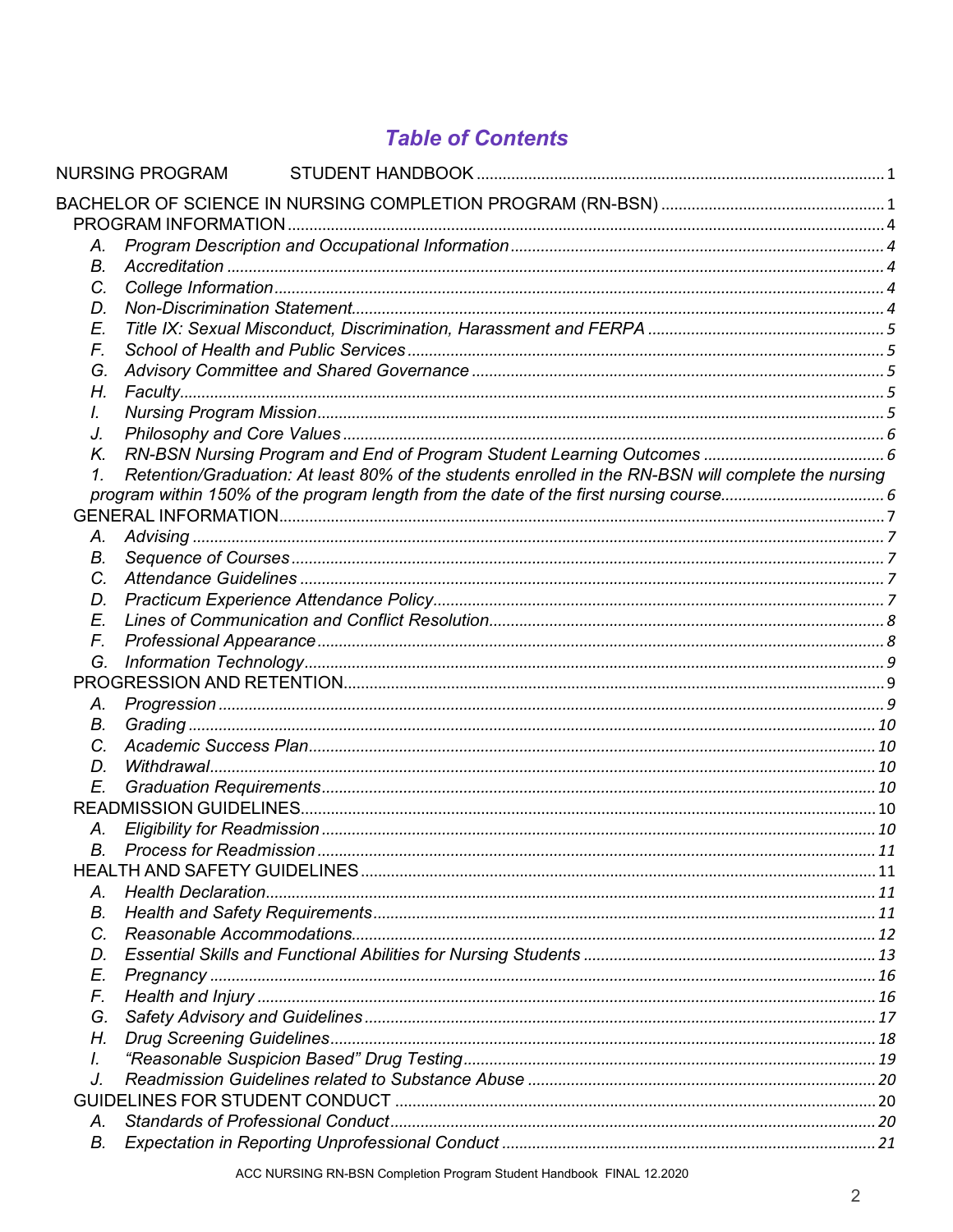# Table of Contents

NURSING PROGRAM STUDENT HANDBOOK ..... 1

BACHELOR OF SCIENCE IN NURSING COMPLETION PROGRAM (RN-BSN) ..... 1

PROGRAM INFORMATION ..... 4

- A. *Program Description and Occupational Information* ..... 4
- B. *Accreditation* ..... 4
- C. *College Information* ..... 4
- D. *Non-Discrimination Statement* ..... 4
- E. *Title IX: Sexual Misconduct, Discrimination, Harassment and FERPA* ..... 5
- F. *School of Health and Public Services* ..... 5
- G. *Advisory Committee and Shared Governance* ..... 5
- H. *Faculty* ..... 5
- I. *Nursing Program Mission* ..... 5
- J. *Philosophy and Core Values* ..... 6
- K. *RN-BSN Nursing Program and End of Program Student Learning Outcomes* ..... 6
- 1. *Retention/Graduation: At least 80% of the students enrolled in the RN-BSN will complete the nursing program within 150% of the program length from the date of the first nursing course* ..... 6

GENERAL INFORMATION ..... 7

- A. *Advising* ..... 7
- B. *Sequence of Courses* ..... 7
- C. *Attendance Guidelines* ..... 7
- D. *Practicum Experience Attendance Policy* ..... 7
- E. *Lines of Communication and Conflict Resolution* ..... 8
- F. *Professional Appearance* ..... 8
- G. *Information Technology* ..... 9

PROGRESSION AND RETENTION ..... 9

- A. *Progression* ..... 9
- B. *Grading* ..... 10
- C. *Academic Success Plan* ..... 10
- D. *Withdrawal* ..... 10
- E. *Graduation Requirements* ..... 10

READMISSION GUIDELINES ..... 10

- A. *Eligibility for Readmission* ..... 10
- B. *Process for Readmission* ..... 11

HEALTH AND SAFETY GUIDELINES ..... 11

- A. *Health Declaration* ..... 11
- B. *Health and Safety Requirements* ..... 11
- C. *Reasonable Accommodations* ..... 12
- D. *Essential Skills and Functional Abilities for Nursing Students* ..... 13
- E. *Pregnancy* ..... 16
- F. *Health and Injury* ..... 16
- G. *Safety Advisory and Guidelines* ..... 17
- H. *Drug Screening Guidelines* ..... 18
- I. *"Reasonable Suspicion Based" Drug Testing* ..... 19
- J. *Readmission Guidelines related to Substance Abuse* ..... 20

GUIDELINES FOR STUDENT CONDUCT ..... 20

- A. *Standards of Professional Conduct* ..... 20
- B. *Expectation in Reporting Unprofessional Conduct* ..... 21

ACC NURSING RN-BSN Completion Program Student Handbook FINAL 12.2020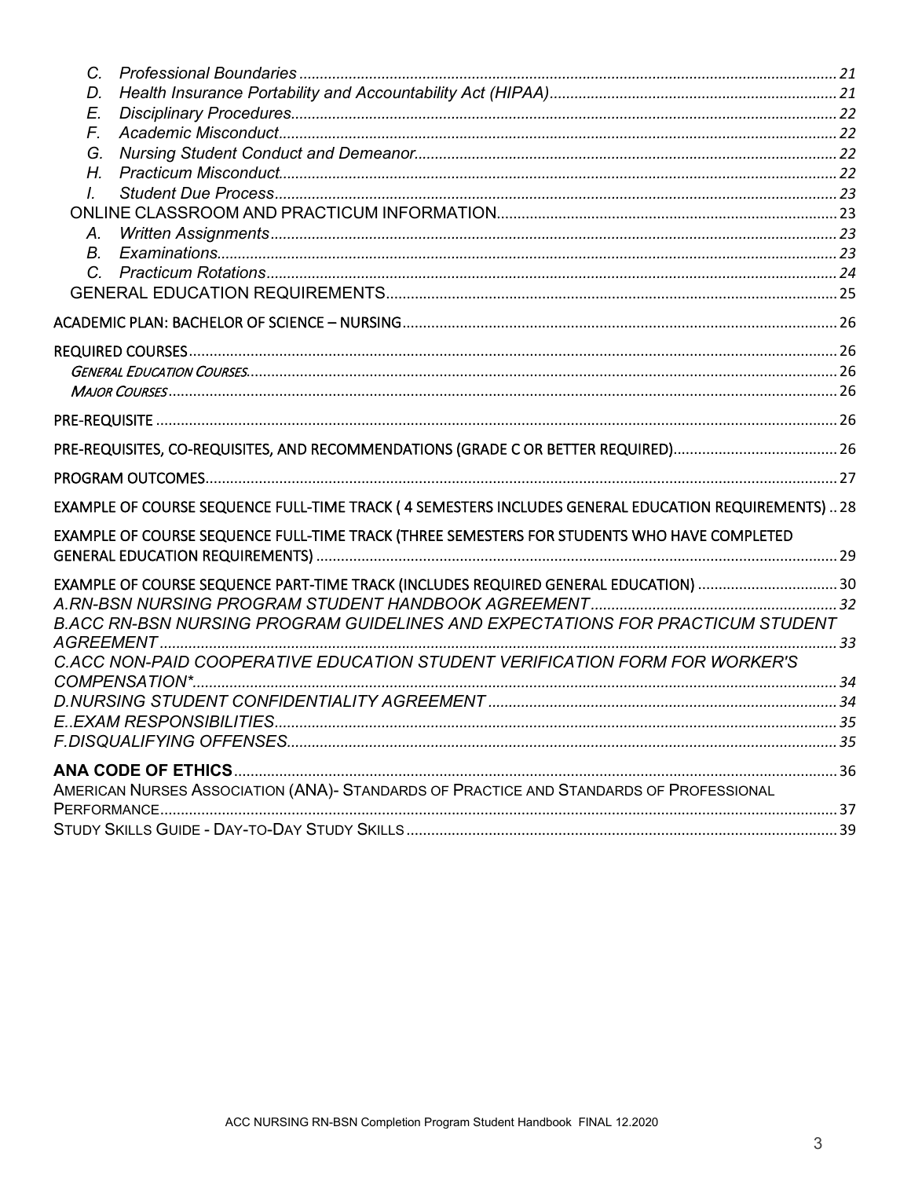C. *Professional Boundaries* ........ 21
D. *Health Insurance Portability and Accountability Act (HIPAA)* ........ 21
E. *Disciplinary Procedures* ........ 22
F. *Academic Misconduct* ........ 22
G. *Nursing Student Conduct and Demeanor* ........ 22
H. *Practicum Misconduct* ........ 22
I. *Student Due Process* ........ 23

ONLINE CLASSROOM AND PRACTICUM INFORMATION ........ 23
A. *Written Assignments* ........ 23
B. *Examinations* ........ 23
C. *Practicum Rotations* ........ 24

GENERAL EDUCATION REQUIREMENTS ........ 25

ACADEMIC PLAN: BACHELOR OF SCIENCE – NURSING ........ 26

REQUIRED COURSES ........ 26
*GENERAL EDUCATION COURSES* ........ 26
*MAJOR COURSES* ........ 26

PRE-REQUISITE ........ 26

PRE-REQUISITES, CO-REQUISITES, AND RECOMMENDATIONS (GRADE C OR BETTER REQUIRED) ........ 26

PROGRAM OUTCOMES ........ 27

EXAMPLE OF COURSE SEQUENCE FULL-TIME TRACK ( 4 SEMESTERS INCLUDES GENERAL EDUCATION REQUIREMENTS) .. 28

EXAMPLE OF COURSE SEQUENCE FULL-TIME TRACK (THREE SEMESTERS FOR STUDENTS WHO HAVE COMPLETED GENERAL EDUCATION REQUIREMENTS) ........ 29

EXAMPLE OF COURSE SEQUENCE PART-TIME TRACK (INCLUDES REQUIRED GENERAL EDUCATION) ........ 30

*A.RN-BSN NURSING PROGRAM STUDENT HANDBOOK AGREEMENT* ........ 32

*B.ACC RN-BSN NURSING PROGRAM GUIDELINES AND EXPECTATIONS FOR PRACTICUM STUDENT AGREEMENT* ........ 33

*C.ACC NON-PAID COOPERATIVE EDUCATION STUDENT VERIFICATION FORM FOR WORKER'S COMPENSATION** ........ 34

*D.NURSING STUDENT CONFIDENTIALITY AGREEMENT* ........ 34

*E..EXAM RESPONSIBILITIES* ........ 35

*F.DISQUALIFYING OFFENSES* ........ 35

**ANA CODE OF ETHICS** ........ 36

AMERICAN NURSES ASSOCIATION (ANA)- STANDARDS OF PRACTICE AND STANDARDS OF PROFESSIONAL PERFORMANCE ........ 37

STUDY SKILLS GUIDE - DAY-TO-DAY STUDY SKILLS ........ 39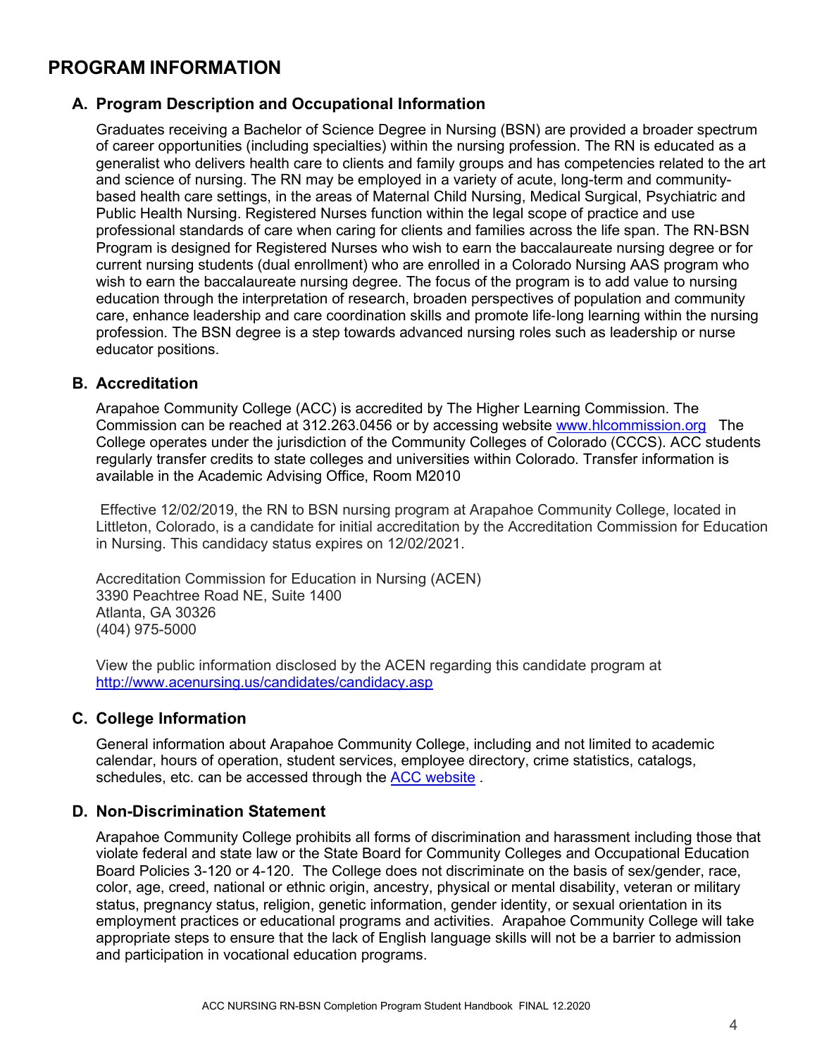# PROGRAM INFORMATION

## A. Program Description and Occupational Information

Graduates receiving a Bachelor of Science Degree in Nursing (BSN) are provided a broader spectrum of career opportunities (including specialties) within the nursing profession. The RN is educated as a generalist who delivers health care to clients and family groups and has competencies related to the art and science of nursing. The RN may be employed in a variety of acute, long-term and community-based health care settings, in the areas of Maternal Child Nursing, Medical Surgical, Psychiatric and Public Health Nursing. Registered Nurses function within the legal scope of practice and use professional standards of care when caring for clients and families across the life span. The RN-BSN Program is designed for Registered Nurses who wish to earn the baccalaureate nursing degree or for current nursing students (dual enrollment) who are enrolled in a Colorado Nursing AAS program who wish to earn the baccalaureate nursing degree. The focus of the program is to add value to nursing education through the interpretation of research, broaden perspectives of population and community care, enhance leadership and care coordination skills and promote life-long learning within the nursing profession. The BSN degree is a step towards advanced nursing roles such as leadership or nurse educator positions.

## B. Accreditation

Arapahoe Community College (ACC) is accredited by The Higher Learning Commission. The Commission can be reached at 312.263.0456 or by accessing website [www.hlcommission.org](http://www.hlcommission.org) The College operates under the jurisdiction of the Community Colleges of Colorado (CCCS). ACC students regularly transfer credits to state colleges and universities within Colorado. Transfer information is available in the Academic Advising Office, Room M2010

Effective 12/02/2019, the RN to BSN nursing program at Arapahoe Community College, located in Littleton, Colorado, is a candidate for initial accreditation by the Accreditation Commission for Education in Nursing. This candidacy status expires on 12/02/2021.

Accreditation Commission for Education in Nursing (ACEN)
3390 Peachtree Road NE, Suite 1400
Atlanta, GA 30326
(404) 975-5000

View the public information disclosed by the ACEN regarding this candidate program at [http://www.acenursing.us/candidates/candidacy.asp](http://www.acenursing.us/candidates/candidacy.asp)

## C. College Information

General information about Arapahoe Community College, including and not limited to academic calendar, hours of operation, student services, employee directory, crime statistics, catalogs, schedules, etc. can be accessed through the ACC website .

## D. Non-Discrimination Statement

Arapahoe Community College prohibits all forms of discrimination and harassment including those that violate federal and state law or the State Board for Community Colleges and Occupational Education Board Policies 3-120 or 4-120. The College does not discriminate on the basis of sex/gender, race, color, age, creed, national or ethnic origin, ancestry, physical or mental disability, veteran or military status, pregnancy status, religion, genetic information, gender identity, or sexual orientation in its employment practices or educational programs and activities. Arapahoe Community College will take appropriate steps to ensure that the lack of English language skills will not be a barrier to admission and participation in vocational education programs.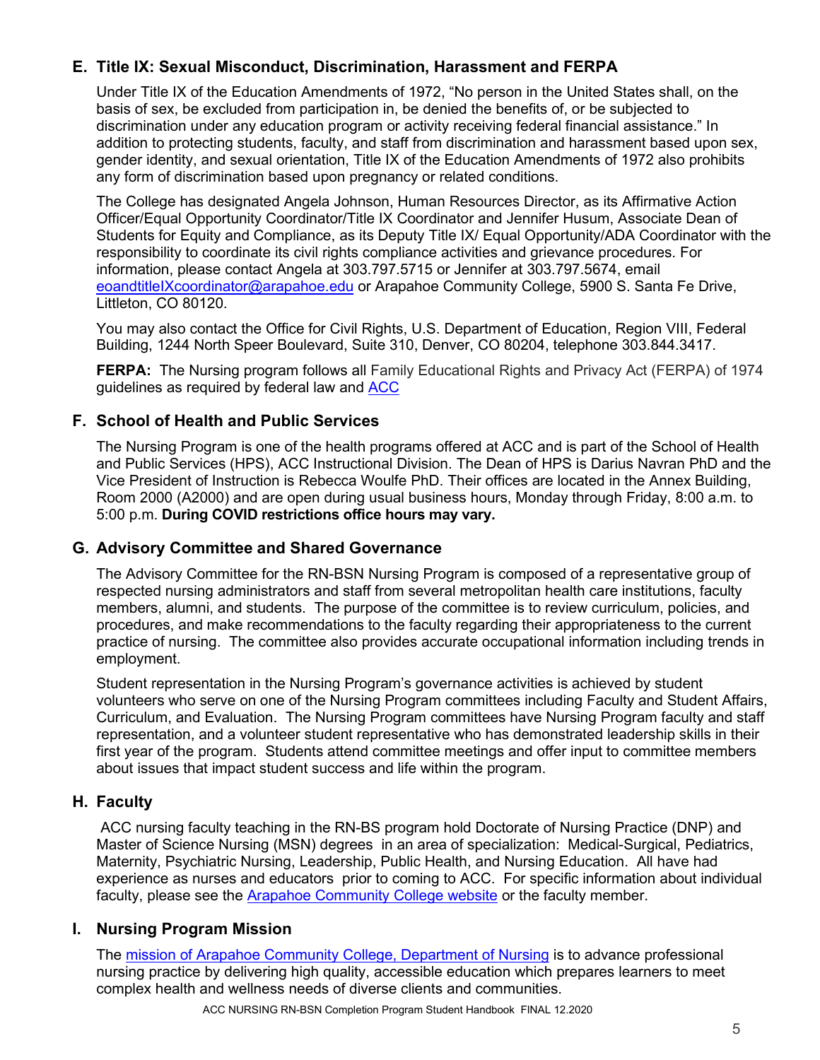## E. Title IX: Sexual Misconduct, Discrimination, Harassment and FERPA

Under Title IX of the Education Amendments of 1972, "No person in the United States shall, on the basis of sex, be excluded from participation in, be denied the benefits of, or be subjected to discrimination under any education program or activity receiving federal financial assistance." In addition to protecting students, faculty, and staff from discrimination and harassment based upon sex, gender identity, and sexual orientation, Title IX of the Education Amendments of 1972 also prohibits any form of discrimination based upon pregnancy or related conditions.

The College has designated Angela Johnson, Human Resources Director, as its Affirmative Action Officer/Equal Opportunity Coordinator/Title IX Coordinator and Jennifer Husum, Associate Dean of Students for Equity and Compliance, as its Deputy Title IX/ Equal Opportunity/ADA Coordinator with the responsibility to coordinate its civil rights compliance activities and grievance procedures. For information, please contact Angela at 303.797.5715 or Jennifer at 303.797.5674, email eoandtitleIXcoordinator@arapahoe.edu or Arapahoe Community College, 5900 S. Santa Fe Drive, Littleton, CO 80120.

You may also contact the Office for Civil Rights, U.S. Department of Education, Region VIII, Federal Building, 1244 North Speer Boulevard, Suite 310, Denver, CO 80204, telephone 303.844.3417.

**FERPA:** The Nursing program follows all Family Educational Rights and Privacy Act (FERPA) of 1974 guidelines as required by federal law and ACC

## F. School of Health and Public Services

The Nursing Program is one of the health programs offered at ACC and is part of the School of Health and Public Services (HPS), ACC Instructional Division. The Dean of HPS is Darius Navran PhD and the Vice President of Instruction is Rebecca Woulfe PhD. Their offices are located in the Annex Building, Room 2000 (A2000) and are open during usual business hours, Monday through Friday, 8:00 a.m. to 5:00 p.m. **During COVID restrictions office hours may vary.**

## G. Advisory Committee and Shared Governance

The Advisory Committee for the RN-BSN Nursing Program is composed of a representative group of respected nursing administrators and staff from several metropolitan health care institutions, faculty members, alumni, and students. The purpose of the committee is to review curriculum, policies, and procedures, and make recommendations to the faculty regarding their appropriateness to the current practice of nursing. The committee also provides accurate occupational information including trends in employment.

Student representation in the Nursing Program's governance activities is achieved by student volunteers who serve on one of the Nursing Program committees including Faculty and Student Affairs, Curriculum, and Evaluation. The Nursing Program committees have Nursing Program faculty and staff representation, and a volunteer student representative who has demonstrated leadership skills in their first year of the program. Students attend committee meetings and offer input to committee members about issues that impact student success and life within the program.

## H. Faculty

ACC nursing faculty teaching in the RN-BS program hold Doctorate of Nursing Practice (DNP) and Master of Science Nursing (MSN) degrees in an area of specialization: Medical-Surgical, Pediatrics, Maternity, Psychiatric Nursing, Leadership, Public Health, and Nursing Education. All have had experience as nurses and educators prior to coming to ACC. For specific information about individual faculty, please see the Arapahoe Community College website or the faculty member.

## I. Nursing Program Mission

The mission of Arapahoe Community College, Department of Nursing is to advance professional nursing practice by delivering high quality, accessible education which prepares learners to meet complex health and wellness needs of diverse clients and communities.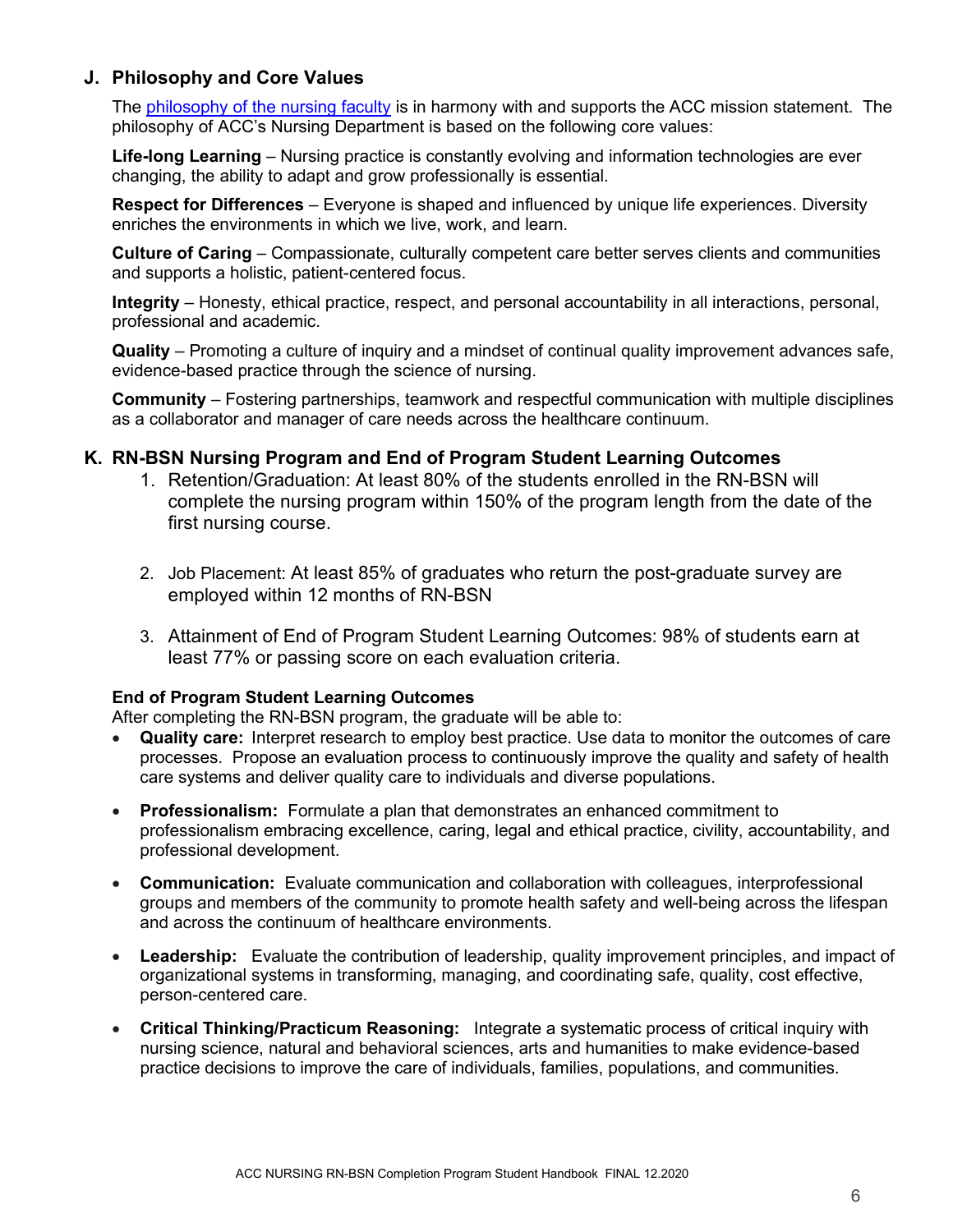## J. Philosophy and Core Values

The [philosophy of the nursing faculty](philosophy of the nursing faculty) is in harmony with and supports the ACC mission statement. The philosophy of ACC's Nursing Department is based on the following core values:

**Life-long Learning** – Nursing practice is constantly evolving and information technologies are ever changing, the ability to adapt and grow professionally is essential.

**Respect for Differences** – Everyone is shaped and influenced by unique life experiences. Diversity enriches the environments in which we live, work, and learn.

**Culture of Caring** – Compassionate, culturally competent care better serves clients and communities and supports a holistic, patient-centered focus.

**Integrity** – Honesty, ethical practice, respect, and personal accountability in all interactions, personal, professional and academic.

**Quality** – Promoting a culture of inquiry and a mindset of continual quality improvement advances safe, evidence-based practice through the science of nursing.

**Community** – Fostering partnerships, teamwork and respectful communication with multiple disciplines as a collaborator and manager of care needs across the healthcare continuum.

## K. RN-BSN Nursing Program and End of Program Student Learning Outcomes

1. Retention/Graduation: At least 80% of the students enrolled in the RN-BSN will complete the nursing program within 150% of the program length from the date of the first nursing course.

2. Job Placement: At least 85% of graduates who return the post-graduate survey are employed within 12 months of RN-BSN

3. Attainment of End of Program Student Learning Outcomes: 98% of students earn at least 77% or passing score on each evaluation criteria.

**End of Program Student Learning Outcomes**

After completing the RN-BSN program, the graduate will be able to:

- **Quality care:** Interpret research to employ best practice. Use data to monitor the outcomes of care processes. Propose an evaluation process to continuously improve the quality and safety of health care systems and deliver quality care to individuals and diverse populations.

- **Professionalism:** Formulate a plan that demonstrates an enhanced commitment to professionalism embracing excellence, caring, legal and ethical practice, civility, accountability, and professional development.

- **Communication:** Evaluate communication and collaboration with colleagues, interprofessional groups and members of the community to promote health safety and well-being across the lifespan and across the continuum of healthcare environments.

- **Leadership:** Evaluate the contribution of leadership, quality improvement principles, and impact of organizational systems in transforming, managing, and coordinating safe, quality, cost effective, person-centered care.

- **Critical Thinking/Practicum Reasoning:** Integrate a systematic process of critical inquiry with nursing science, natural and behavioral sciences, arts and humanities to make evidence-based practice decisions to improve the care of individuals, families, populations, and communities.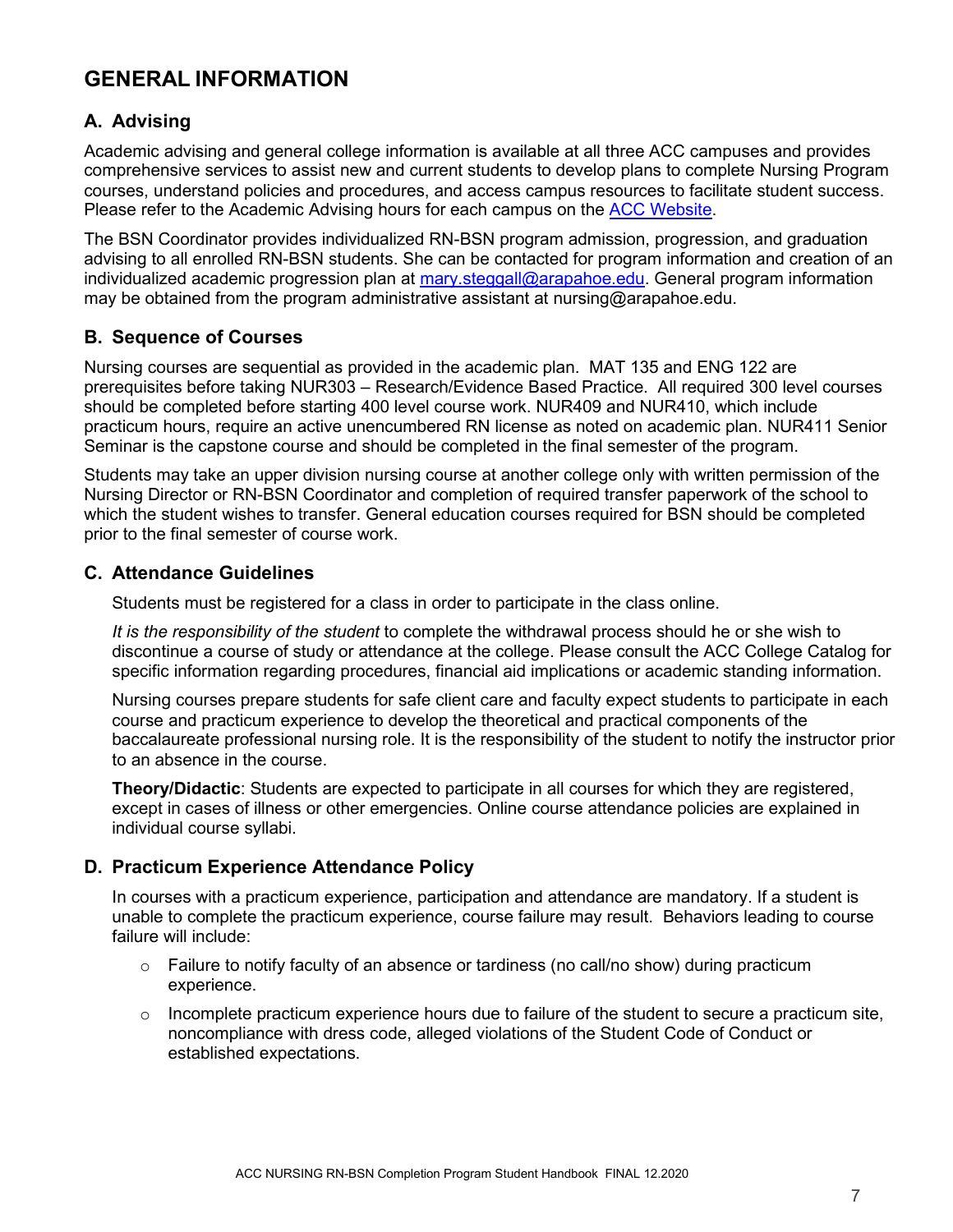# GENERAL INFORMATION

## A. Advising

Academic advising and general college information is available at all three ACC campuses and provides comprehensive services to assist new and current students to develop plans to complete Nursing Program courses, understand policies and procedures, and access campus resources to facilitate student success. Please refer to the Academic Advising hours for each campus on the [ACC Website](ACC Website).

The BSN Coordinator provides individualized RN-BSN program admission, progression, and graduation advising to all enrolled RN-BSN students. She can be contacted for program information and creation of an individualized academic progression plan at [mary.steggall@arapahoe.edu](mailto:mary.steggall@arapahoe.edu). General program information may be obtained from the program administrative assistant at nursing@arapahoe.edu.

## B. Sequence of Courses

Nursing courses are sequential as provided in the academic plan. MAT 135 and ENG 122 are prerequisites before taking NUR303 – Research/Evidence Based Practice. All required 300 level courses should be completed before starting 400 level course work. NUR409 and NUR410, which include practicum hours, require an active unencumbered RN license as noted on academic plan. NUR411 Senior Seminar is the capstone course and should be completed in the final semester of the program.

Students may take an upper division nursing course at another college only with written permission of the Nursing Director or RN-BSN Coordinator and completion of required transfer paperwork of the school to which the student wishes to transfer. General education courses required for BSN should be completed prior to the final semester of course work.

## C. Attendance Guidelines

Students must be registered for a class in order to participate in the class online.

*It is the responsibility of the student* to complete the withdrawal process should he or she wish to discontinue a course of study or attendance at the college. Please consult the ACC College Catalog for specific information regarding procedures, financial aid implications or academic standing information.

Nursing courses prepare students for safe client care and faculty expect students to participate in each course and practicum experience to develop the theoretical and practical components of the baccalaureate professional nursing role. It is the responsibility of the student to notify the instructor prior to an absence in the course.

**Theory/Didactic**: Students are expected to participate in all courses for which they are registered, except in cases of illness or other emergencies. Online course attendance policies are explained in individual course syllabi.

## D. Practicum Experience Attendance Policy

In courses with a practicum experience, participation and attendance are mandatory. If a student is unable to complete the practicum experience, course failure may result. Behaviors leading to course failure will include:

- Failure to notify faculty of an absence or tardiness (no call/no show) during practicum experience.
- Incomplete practicum experience hours due to failure of the student to secure a practicum site, noncompliance with dress code, alleged violations of the Student Code of Conduct or established expectations.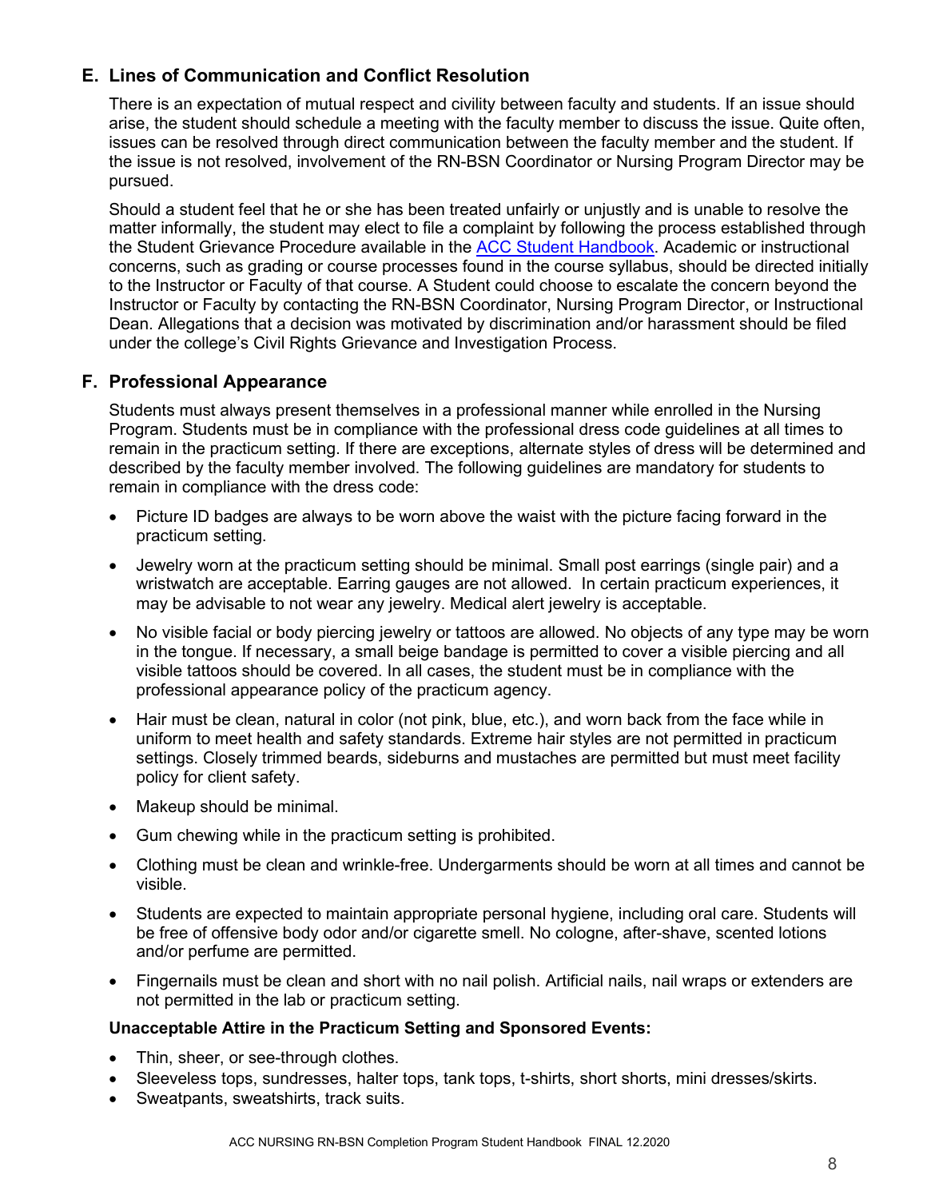## E. Lines of Communication and Conflict Resolution

There is an expectation of mutual respect and civility between faculty and students. If an issue should arise, the student should schedule a meeting with the faculty member to discuss the issue. Quite often, issues can be resolved through direct communication between the faculty member and the student. If the issue is not resolved, involvement of the RN-BSN Coordinator or Nursing Program Director may be pursued.

Should a student feel that he or she has been treated unfairly or unjustly and is unable to resolve the matter informally, the student may elect to file a complaint by following the process established through the Student Grievance Procedure available in the ACC Student Handbook. Academic or instructional concerns, such as grading or course processes found in the course syllabus, should be directed initially to the Instructor or Faculty of that course. A Student could choose to escalate the concern beyond the Instructor or Faculty by contacting the RN-BSN Coordinator, Nursing Program Director, or Instructional Dean. Allegations that a decision was motivated by discrimination and/or harassment should be filed under the college's Civil Rights Grievance and Investigation Process.

## F. Professional Appearance

Students must always present themselves in a professional manner while enrolled in the Nursing Program. Students must be in compliance with the professional dress code guidelines at all times to remain in the practicum setting. If there are exceptions, alternate styles of dress will be determined and described by the faculty member involved. The following guidelines are mandatory for students to remain in compliance with the dress code:

- Picture ID badges are always to be worn above the waist with the picture facing forward in the practicum setting.
- Jewelry worn at the practicum setting should be minimal. Small post earrings (single pair) and a wristwatch are acceptable. Earring gauges are not allowed. In certain practicum experiences, it may be advisable to not wear any jewelry. Medical alert jewelry is acceptable.
- No visible facial or body piercing jewelry or tattoos are allowed. No objects of any type may be worn in the tongue. If necessary, a small beige bandage is permitted to cover a visible piercing and all visible tattoos should be covered. In all cases, the student must be in compliance with the professional appearance policy of the practicum agency.
- Hair must be clean, natural in color (not pink, blue, etc.), and worn back from the face while in uniform to meet health and safety standards. Extreme hair styles are not permitted in practicum settings. Closely trimmed beards, sideburns and mustaches are permitted but must meet facility policy for client safety.
- Makeup should be minimal.
- Gum chewing while in the practicum setting is prohibited.
- Clothing must be clean and wrinkle-free. Undergarments should be worn at all times and cannot be visible.
- Students are expected to maintain appropriate personal hygiene, including oral care. Students will be free of offensive body odor and/or cigarette smell. No cologne, after-shave, scented lotions and/or perfume are permitted.
- Fingernails must be clean and short with no nail polish. Artificial nails, nail wraps or extenders are not permitted in the lab or practicum setting.

**Unacceptable Attire in the Practicum Setting and Sponsored Events:**

- Thin, sheer, or see-through clothes.
- Sleeveless tops, sundresses, halter tops, tank tops, t-shirts, short shorts, mini dresses/skirts.
- Sweatpants, sweatshirts, track suits.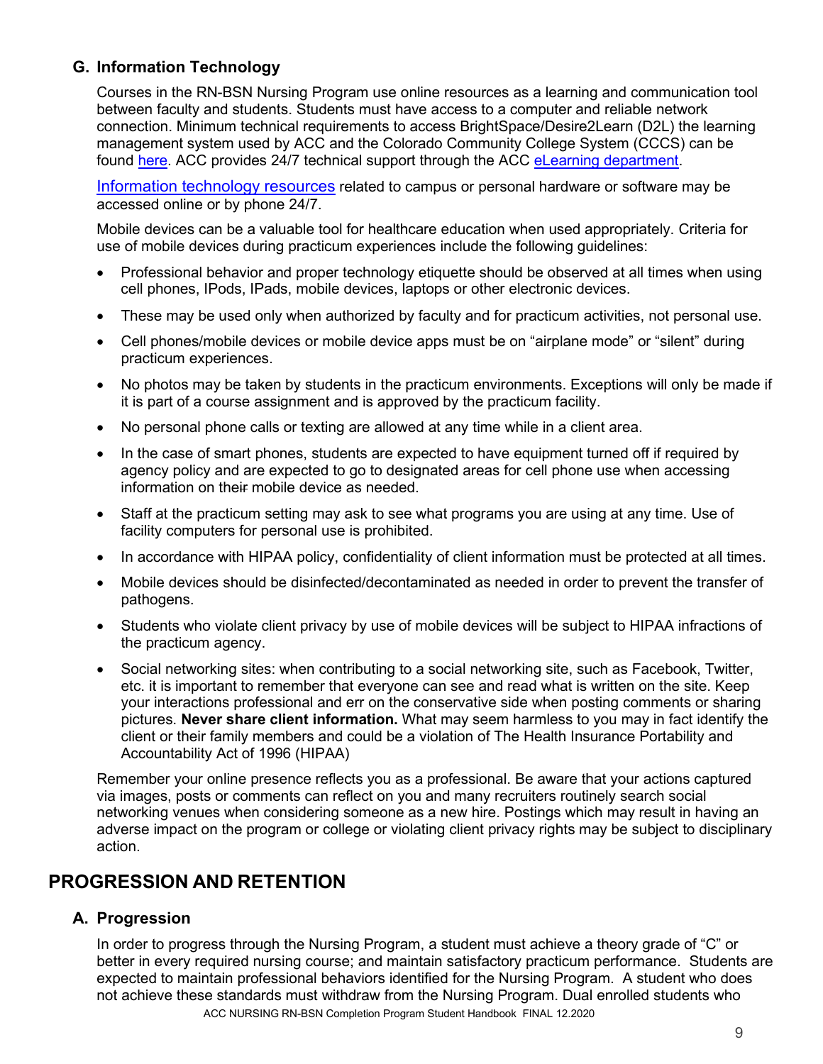### G. Information Technology

Courses in the RN-BSN Nursing Program use online resources as a learning and communication tool between faculty and students. Students must have access to a computer and reliable network connection. Minimum technical requirements to access BrightSpace/Desire2Learn (D2L) the learning management system used by ACC and the Colorado Community College System (CCCS) can be found here. ACC provides 24/7 technical support through the ACC eLearning department.

Information technology resources related to campus or personal hardware or software may be accessed online or by phone 24/7.

Mobile devices can be a valuable tool for healthcare education when used appropriately. Criteria for use of mobile devices during practicum experiences include the following guidelines:

- Professional behavior and proper technology etiquette should be observed at all times when using cell phones, IPods, IPads, mobile devices, laptops or other electronic devices.
- These may be used only when authorized by faculty and for practicum activities, not personal use.
- Cell phones/mobile devices or mobile device apps must be on "airplane mode" or "silent" during practicum experiences.
- No photos may be taken by students in the practicum environments. Exceptions will only be made if it is part of a course assignment and is approved by the practicum facility.
- No personal phone calls or texting are allowed at any time while in a client area.
- In the case of smart phones, students are expected to have equipment turned off if required by agency policy and are expected to go to designated areas for cell phone use when accessing information on their mobile device as needed.
- Staff at the practicum setting may ask to see what programs you are using at any time. Use of facility computers for personal use is prohibited.
- In accordance with HIPAA policy, confidentiality of client information must be protected at all times.
- Mobile devices should be disinfected/decontaminated as needed in order to prevent the transfer of pathogens.
- Students who violate client privacy by use of mobile devices will be subject to HIPAA infractions of the practicum agency.
- Social networking sites: when contributing to a social networking site, such as Facebook, Twitter, etc. it is important to remember that everyone can see and read what is written on the site. Keep your interactions professional and err on the conservative side when posting comments or sharing pictures. **Never share client information.** What may seem harmless to you may in fact identify the client or their family members and could be a violation of The Health Insurance Portability and Accountability Act of 1996 (HIPAA)

Remember your online presence reflects you as a professional. Be aware that your actions captured via images, posts or comments can reflect on you and many recruiters routinely search social networking venues when considering someone as a new hire. Postings which may result in having an adverse impact on the program or college or violating client privacy rights may be subject to disciplinary action.

## PROGRESSION AND RETENTION

### A. Progression

In order to progress through the Nursing Program, a student must achieve a theory grade of "C" or better in every required nursing course; and maintain satisfactory practicum performance. Students are expected to maintain professional behaviors identified for the Nursing Program. A student who does not achieve these standards must withdraw from the Nursing Program. Dual enrolled students who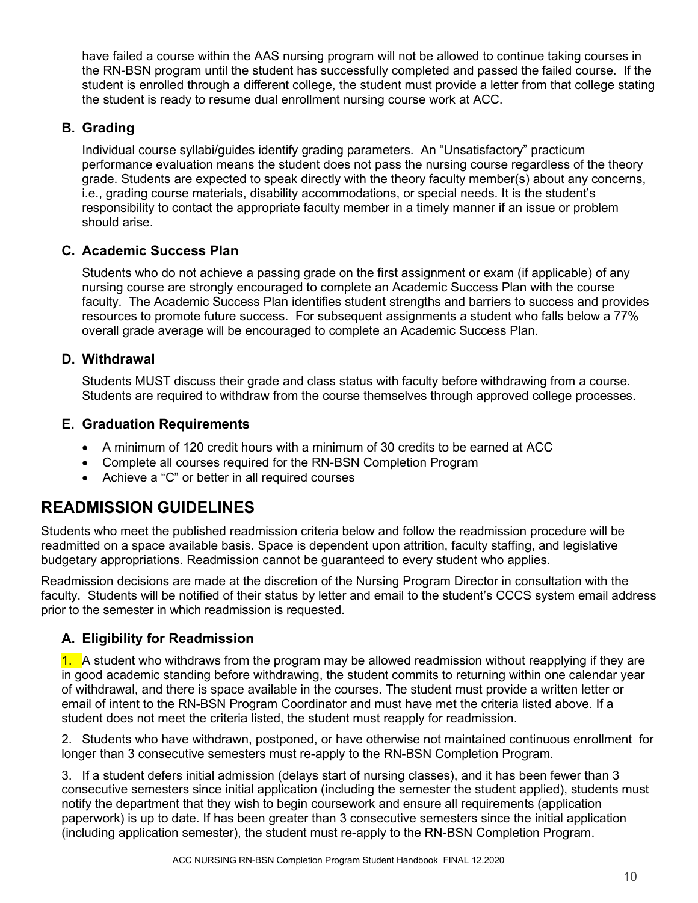have failed a course within the AAS nursing program will not be allowed to continue taking courses in the RN-BSN program until the student has successfully completed and passed the failed course. If the student is enrolled through a different college, the student must provide a letter from that college stating the student is ready to resume dual enrollment nursing course work at ACC.

### B. Grading

Individual course syllabi/guides identify grading parameters. An "Unsatisfactory" practicum performance evaluation means the student does not pass the nursing course regardless of the theory grade. Students are expected to speak directly with the theory faculty member(s) about any concerns, i.e., grading course materials, disability accommodations, or special needs. It is the student's responsibility to contact the appropriate faculty member in a timely manner if an issue or problem should arise.

### C. Academic Success Plan

Students who do not achieve a passing grade on the first assignment or exam (if applicable) of any nursing course are strongly encouraged to complete an Academic Success Plan with the course faculty. The Academic Success Plan identifies student strengths and barriers to success and provides resources to promote future success. For subsequent assignments a student who falls below a 77% overall grade average will be encouraged to complete an Academic Success Plan.

### D. Withdrawal

Students MUST discuss their grade and class status with faculty before withdrawing from a course. Students are required to withdraw from the course themselves through approved college processes.

### E. Graduation Requirements

- A minimum of 120 credit hours with a minimum of 30 credits to be earned at ACC
- Complete all courses required for the RN-BSN Completion Program
- Achieve a "C" or better in all required courses

## READMISSION GUIDELINES

Students who meet the published readmission criteria below and follow the readmission procedure will be readmitted on a space available basis. Space is dependent upon attrition, faculty staffing, and legislative budgetary appropriations. Readmission cannot be guaranteed to every student who applies.

Readmission decisions are made at the discretion of the Nursing Program Director in consultation with the faculty. Students will be notified of their status by letter and email to the student's CCCS system email address prior to the semester in which readmission is requested.

### A. Eligibility for Readmission

1. A student who withdraws from the program may be allowed readmission without reapplying if they are in good academic standing before withdrawing, the student commits to returning within one calendar year of withdrawal, and there is space available in the courses. The student must provide a written letter or email of intent to the RN-BSN Program Coordinator and must have met the criteria listed above. If a student does not meet the criteria listed, the student must reapply for readmission.

2. Students who have withdrawn, postponed, or have otherwise not maintained continuous enrollment for longer than 3 consecutive semesters must re-apply to the RN-BSN Completion Program.

3. If a student defers initial admission (delays start of nursing classes), and it has been fewer than 3 consecutive semesters since initial application (including the semester the student applied), students must notify the department that they wish to begin coursework and ensure all requirements (application paperwork) is up to date. If has been greater than 3 consecutive semesters since the initial application (including application semester), the student must re-apply to the RN-BSN Completion Program.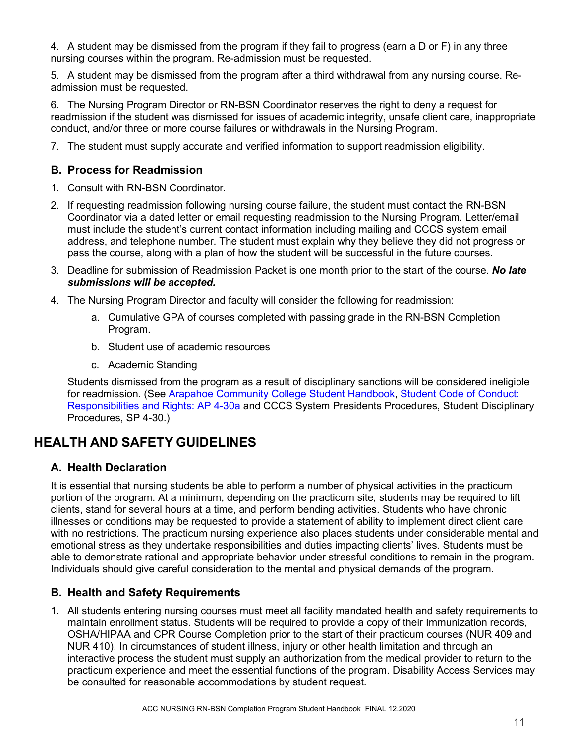4. A student may be dismissed from the program if they fail to progress (earn a D or F) in any three nursing courses within the program. Re-admission must be requested.

5. A student may be dismissed from the program after a third withdrawal from any nursing course. Re-admission must be requested.

6. The Nursing Program Director or RN-BSN Coordinator reserves the right to deny a request for readmission if the student was dismissed for issues of academic integrity, unsafe client care, inappropriate conduct, and/or three or more course failures or withdrawals in the Nursing Program.

7. The student must supply accurate and verified information to support readmission eligibility.

### B. Process for Readmission

1. Consult with RN-BSN Coordinator.
2. If requesting readmission following nursing course failure, the student must contact the RN-BSN Coordinator via a dated letter or email requesting readmission to the Nursing Program. Letter/email must include the student's current contact information including mailing and CCCS system email address, and telephone number. The student must explain why they believe they did not progress or pass the course, along with a plan of how the student will be successful in the future courses.
3. Deadline for submission of Readmission Packet is one month prior to the start of the course. ***No late submissions will be accepted.***
4. The Nursing Program Director and faculty will consider the following for readmission:
    a. Cumulative GPA of courses completed with passing grade in the RN-BSN Completion Program.
    b. Student use of academic resources
    c. Academic Standing

   Students dismissed from the program as a result of disciplinary sanctions will be considered ineligible for readmission. (See Arapahoe Community College Student Handbook, Student Code of Conduct: Responsibilities and Rights: AP 4-30a and CCCS System Presidents Procedures, Student Disciplinary Procedures, SP 4-30.)

## HEALTH AND SAFETY GUIDELINES

### A. Health Declaration

It is essential that nursing students be able to perform a number of physical activities in the practicum portion of the program. At a minimum, depending on the practicum site, students may be required to lift clients, stand for several hours at a time, and perform bending activities. Students who have chronic illnesses or conditions may be requested to provide a statement of ability to implement direct client care with no restrictions. The practicum nursing experience also places students under considerable mental and emotional stress as they undertake responsibilities and duties impacting clients' lives. Students must be able to demonstrate rational and appropriate behavior under stressful conditions to remain in the program. Individuals should give careful consideration to the mental and physical demands of the program.

### B. Health and Safety Requirements

1. All students entering nursing courses must meet all facility mandated health and safety requirements to maintain enrollment status. Students will be required to provide a copy of their Immunization records, OSHA/HIPAA and CPR Course Completion prior to the start of their practicum courses (NUR 409 and NUR 410). In circumstances of student illness, injury or other health limitation and through an interactive process the student must supply an authorization from the medical provider to return to the practicum experience and meet the essential functions of the program. Disability Access Services may be consulted for reasonable accommodations by student request.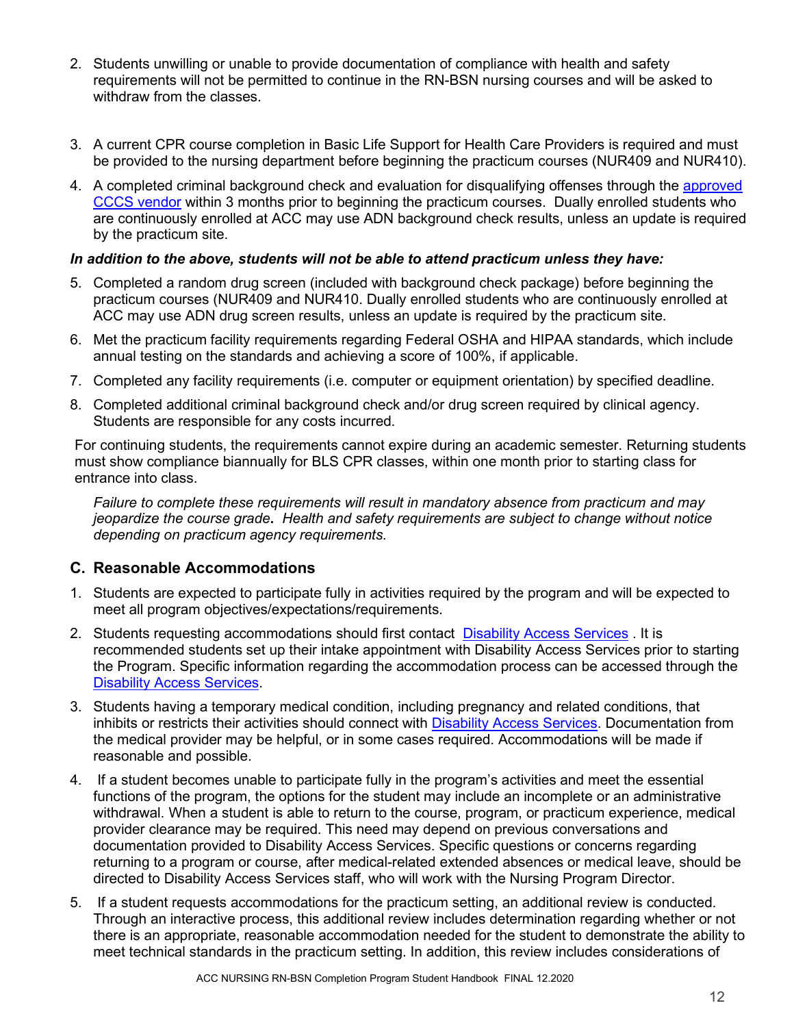2. Students unwilling or unable to provide documentation of compliance with health and safety requirements will not be permitted to continue in the RN-BSN nursing courses and will be asked to withdraw from the classes.

3. A current CPR course completion in Basic Life Support for Health Care Providers is required and must be provided to the nursing department before beginning the practicum courses (NUR409 and NUR410).

4. A completed criminal background check and evaluation for disqualifying offenses through the approved CCCS vendor within 3 months prior to beginning the practicum courses. Dually enrolled students who are continuously enrolled at ACC may use ADN background check results, unless an update is required by the practicum site.

***In addition to the above, students will not be able to attend practicum unless they have:***

5. Completed a random drug screen (included with background check package) before beginning the practicum courses (NUR409 and NUR410. Dually enrolled students who are continuously enrolled at ACC may use ADN drug screen results, unless an update is required by the practicum site.

6. Met the practicum facility requirements regarding Federal OSHA and HIPAA standards, which include annual testing on the standards and achieving a score of 100%, if applicable.

7. Completed any facility requirements (i.e. computer or equipment orientation) by specified deadline.

8. Completed additional criminal background check and/or drug screen required by clinical agency. Students are responsible for any costs incurred.

For continuing students, the requirements cannot expire during an academic semester. Returning students must show compliance biannually for BLS CPR classes, within one month prior to starting class for entrance into class.

*Failure to complete these requirements will result in mandatory absence from practicum and may jeopardize the course grade*. *Health and safety requirements are subject to change without notice depending on practicum agency requirements.*

## C. Reasonable Accommodations

1. Students are expected to participate fully in activities required by the program and will be expected to meet all program objectives/expectations/requirements.

2. Students requesting accommodations should first contact Disability Access Services . It is recommended students set up their intake appointment with Disability Access Services prior to starting the Program. Specific information regarding the accommodation process can be accessed through the Disability Access Services.

3. Students having a temporary medical condition, including pregnancy and related conditions, that inhibits or restricts their activities should connect with Disability Access Services. Documentation from the medical provider may be helpful, or in some cases required. Accommodations will be made if reasonable and possible.

4. If a student becomes unable to participate fully in the program's activities and meet the essential functions of the program, the options for the student may include an incomplete or an administrative withdrawal. When a student is able to return to the course, program, or practicum experience, medical provider clearance may be required. This need may depend on previous conversations and documentation provided to Disability Access Services. Specific questions or concerns regarding returning to a program or course, after medical-related extended absences or medical leave, should be directed to Disability Access Services staff, who will work with the Nursing Program Director.

5. If a student requests accommodations for the practicum setting, an additional review is conducted. Through an interactive process, this additional review includes determination regarding whether or not there is an appropriate, reasonable accommodation needed for the student to demonstrate the ability to meet technical standards in the practicum setting. In addition, this review includes considerations of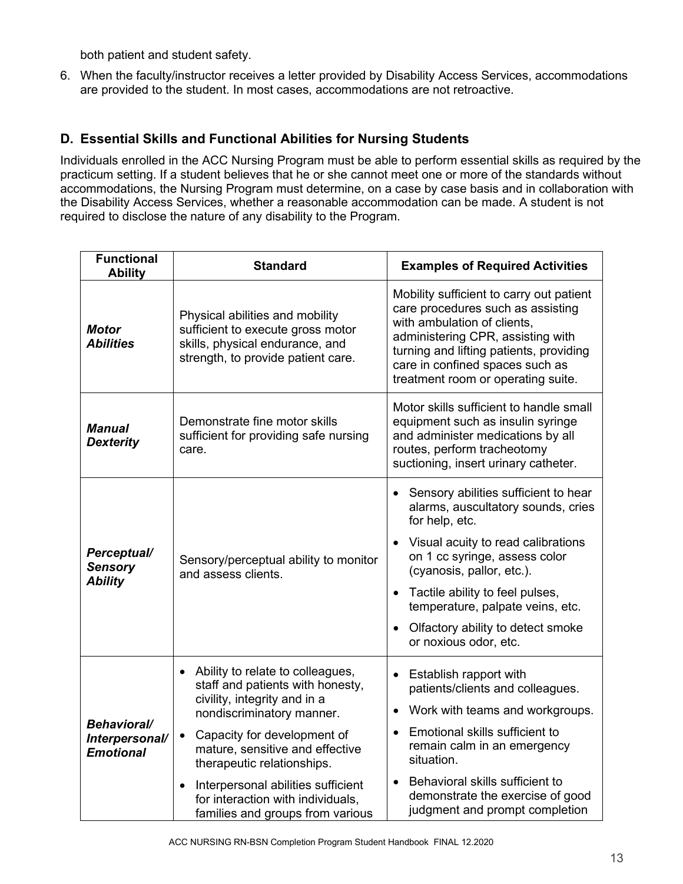both patient and student safety.

6. When the faculty/instructor receives a letter provided by Disability Access Services, accommodations are provided to the student. In most cases, accommodations are not retroactive.

## D. Essential Skills and Functional Abilities for Nursing Students

Individuals enrolled in the ACC Nursing Program must be able to perform essential skills as required by the practicum setting. If a student believes that he or she cannot meet one or more of the standards without accommodations, the Nursing Program must determine, on a case by case basis and in collaboration with the Disability Access Services, whether a reasonable accommodation can be made. A student is not required to disclose the nature of any disability to the Program.

| Functional Ability | Standard | Examples of Required Activities |
|---|---|---|
| ***Motor Abilities*** | Physical abilities and mobility sufficient to execute gross motor skills, physical endurance, and strength, to provide patient care. | Mobility sufficient to carry out patient care procedures such as assisting with ambulation of clients, administering CPR, assisting with turning and lifting patients, providing care in confined spaces such as treatment room or operating suite. |
| ***Manual Dexterity*** | Demonstrate fine motor skills sufficient for providing safe nursing care. | Motor skills sufficient to handle small equipment such as insulin syringe and administer medications by all routes, perform tracheotomy suctioning, insert urinary catheter. |
| ***Perceptual/ Sensory Ability*** | Sensory/perceptual ability to monitor and assess clients. | • Sensory abilities sufficient to hear alarms, auscultatory sounds, cries for help, etc.<br>• Visual acuity to read calibrations on 1 cc syringe, assess color (cyanosis, pallor, etc.).<br>• Tactile ability to feel pulses, temperature, palpate veins, etc.<br>• Olfactory ability to detect smoke or noxious odor, etc. |
| ***Behavioral/ Interpersonal/ Emotional*** | • Ability to relate to colleagues, staff and patients with honesty, civility, integrity and in a nondiscriminatory manner.<br>• Capacity for development of mature, sensitive and effective therapeutic relationships.<br>• Interpersonal abilities sufficient for interaction with individuals, families and groups from various | • Establish rapport with patients/clients and colleagues.<br>• Work with teams and workgroups.<br>• Emotional skills sufficient to remain calm in an emergency situation.<br>• Behavioral skills sufficient to demonstrate the exercise of good judgment and prompt completion |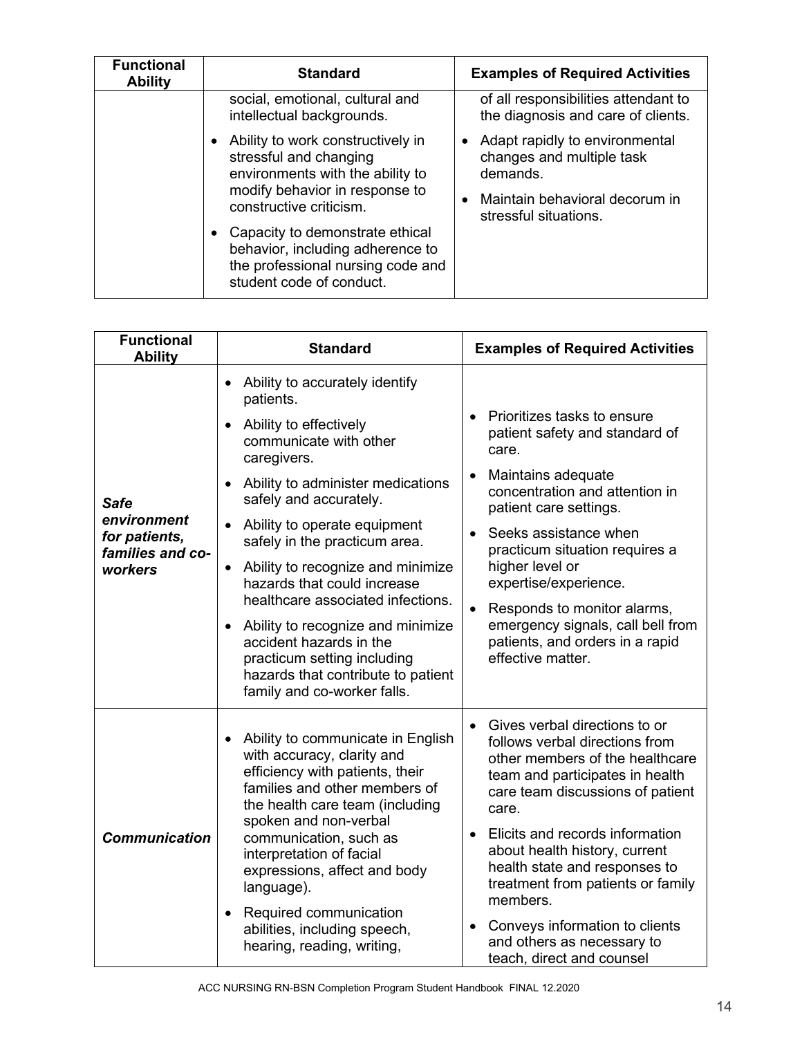| Functional Ability | Standard | Examples of Required Activities |
| --- | --- | --- |
| | social, emotional, cultural and intellectual backgrounds.<br>• Ability to work constructively in stressful and changing environments with the ability to modify behavior in response to constructive criticism.<br>• Capacity to demonstrate ethical behavior, including adherence to the professional nursing code and student code of conduct. | of all responsibilities attendant to the diagnosis and care of clients.<br>• Adapt rapidly to environmental changes and multiple task demands.<br>• Maintain behavioral decorum in stressful situations. |

| Functional Ability | Standard | Examples of Required Activities |
| --- | --- | --- |
| ***Safe environment for patients, families and co-workers*** | • Ability to accurately identify patients.<br>• Ability to effectively communicate with other caregivers.<br>• Ability to administer medications safely and accurately.<br>• Ability to operate equipment safely in the practicum area.<br>• Ability to recognize and minimize hazards that could increase healthcare associated infections.<br>• Ability to recognize and minimize accident hazards in the practicum setting including hazards that contribute to patient family and co-worker falls. | • Prioritizes tasks to ensure patient safety and standard of care.<br>• Maintains adequate concentration and attention in patient care settings.<br>• Seeks assistance when practicum situation requires a higher level or expertise/experience.<br>• Responds to monitor alarms, emergency signals, call bell from patients, and orders in a rapid effective matter. |
| ***Communication*** | • Ability to communicate in English with accuracy, clarity and efficiency with patients, their families and other members of the health care team (including spoken and non-verbal communication, such as interpretation of facial expressions, affect and body language).<br>• Required communication abilities, including speech, hearing, reading, writing, | • Gives verbal directions to or follows verbal directions from other members of the healthcare team and participates in health care team discussions of patient care.<br>• Elicits and records information about health history, current health state and responses to treatment from patients or family members.<br>• Conveys information to clients and others as necessary to teach, direct and counsel |

ACC NURSING RN-BSN Completion Program Student Handbook FINAL 12.2020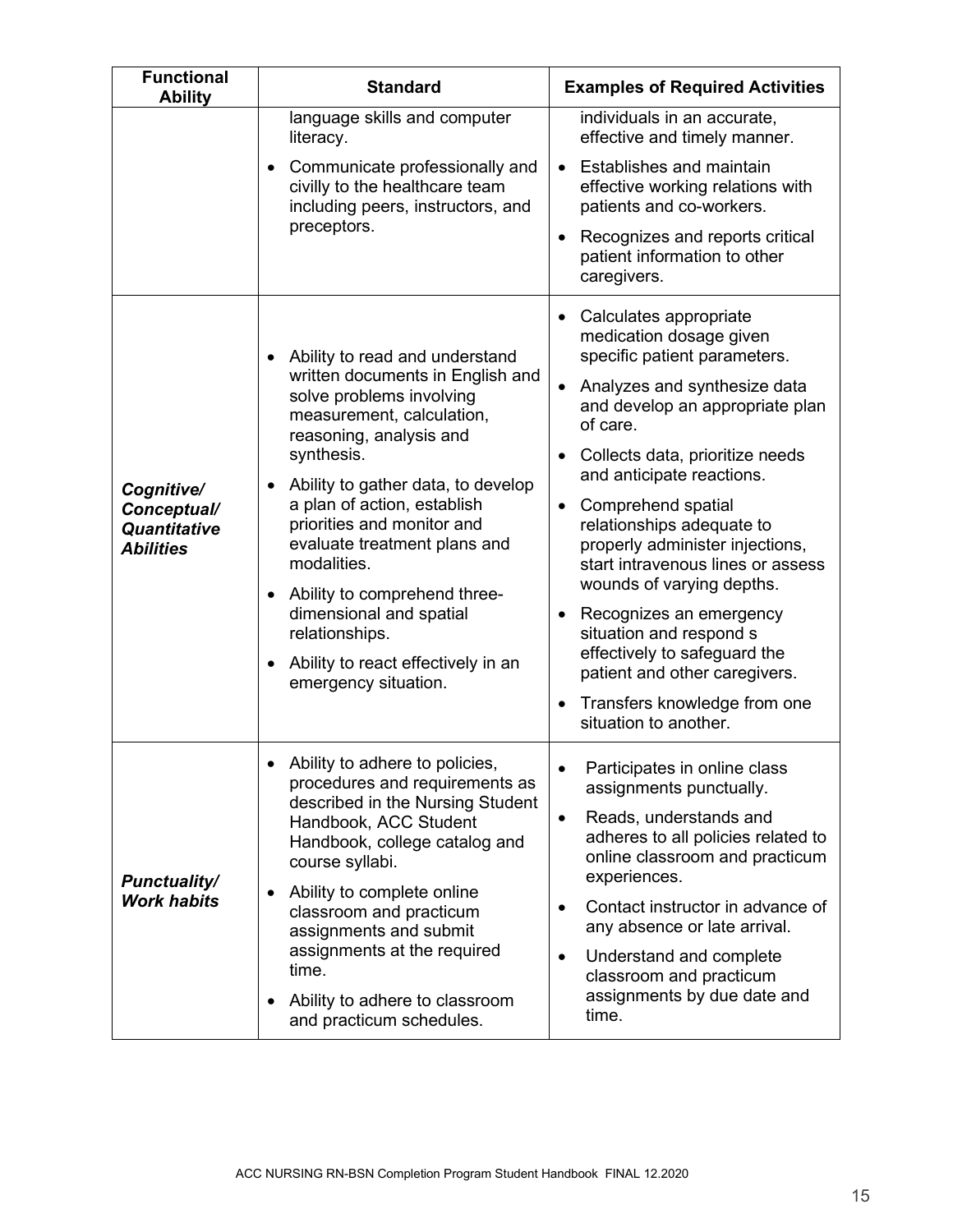| Functional Ability | Standard | Examples of Required Activities |
|---|---|---|
| | language skills and computer literacy.<br>• Communicate professionally and civilly to the healthcare team including peers, instructors, and preceptors. | individuals in an accurate, effective and timely manner.<br>• Establishes and maintain effective working relations with patients and co-workers.<br>• Recognizes and reports critical patient information to other caregivers. |
| ***Cognitive/ Conceptual/ Quantitative Abilities*** | • Ability to read and understand written documents in English and solve problems involving measurement, calculation, reasoning, analysis and synthesis.<br>• Ability to gather data, to develop a plan of action, establish priorities and monitor and evaluate treatment plans and modalities.<br>• Ability to comprehend three-dimensional and spatial relationships.<br>• Ability to react effectively in an emergency situation. | • Calculates appropriate medication dosage given specific patient parameters.<br>• Analyzes and synthesize data and develop an appropriate plan of care.<br>• Collects data, prioritize needs and anticipate reactions.<br>• Comprehend spatial relationships adequate to properly administer injections, start intravenous lines or assess wounds of varying depths.<br>• Recognizes an emergency situation and respond s effectively to safeguard the patient and other caregivers.<br>• Transfers knowledge from one situation to another. |
| ***Punctuality/ Work habits*** | • Ability to adhere to policies, procedures and requirements as described in the Nursing Student Handbook, ACC Student Handbook, college catalog and course syllabi.<br>• Ability to complete online classroom and practicum assignments and submit assignments at the required time.<br>• Ability to adhere to classroom and practicum schedules. | • Participates in online class assignments punctually.<br>• Reads, understands and adheres to all policies related to online classroom and practicum experiences.<br>• Contact instructor in advance of any absence or late arrival.<br>• Understand and complete classroom and practicum assignments by due date and time. |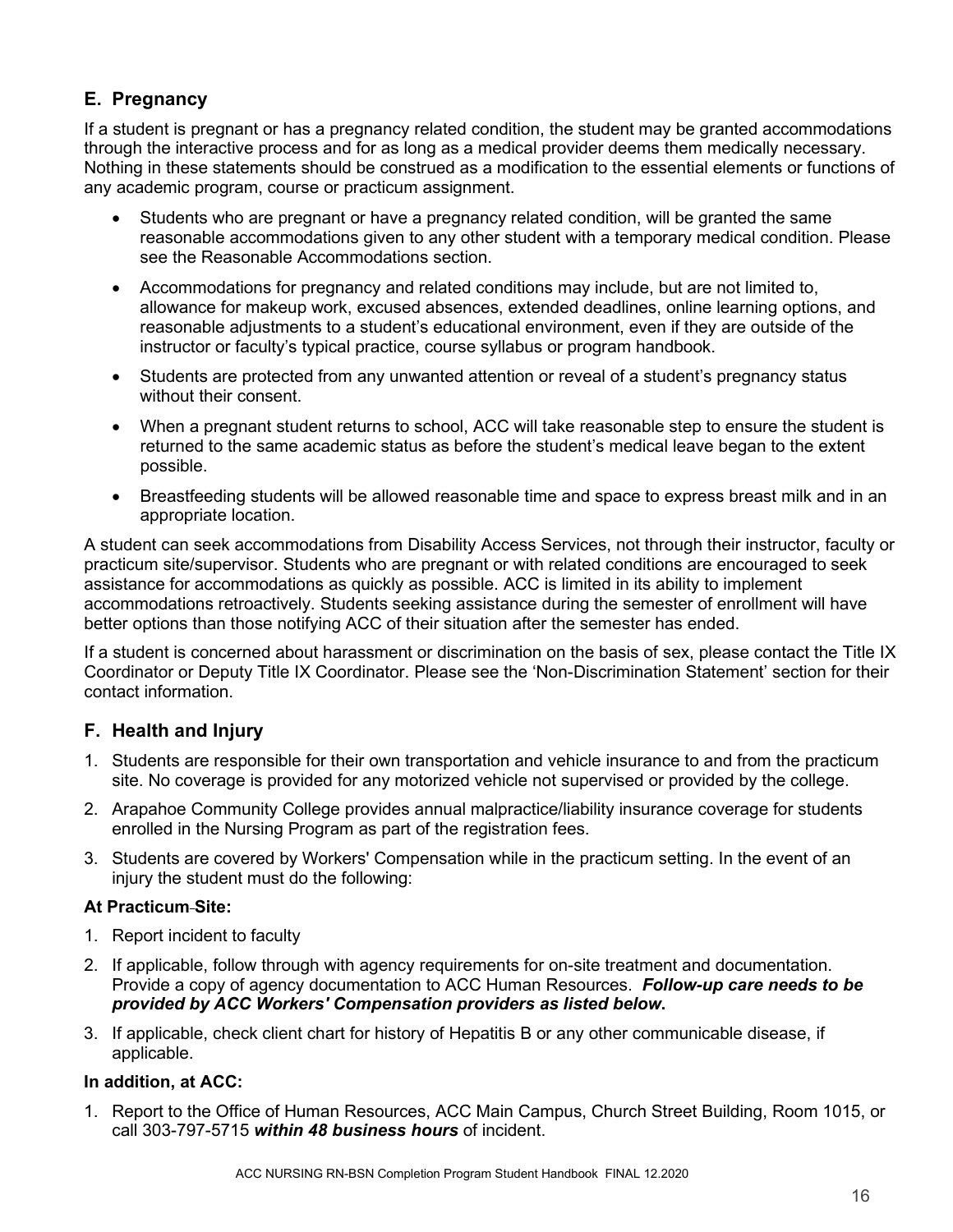## E. Pregnancy

If a student is pregnant or has a pregnancy related condition, the student may be granted accommodations through the interactive process and for as long as a medical provider deems them medically necessary. Nothing in these statements should be construed as a modification to the essential elements or functions of any academic program, course or practicum assignment.

- Students who are pregnant or have a pregnancy related condition, will be granted the same reasonable accommodations given to any other student with a temporary medical condition. Please see the Reasonable Accommodations section.
- Accommodations for pregnancy and related conditions may include, but are not limited to, allowance for makeup work, excused absences, extended deadlines, online learning options, and reasonable adjustments to a student's educational environment, even if they are outside of the instructor or faculty's typical practice, course syllabus or program handbook.
- Students are protected from any unwanted attention or reveal of a student's pregnancy status without their consent.
- When a pregnant student returns to school, ACC will take reasonable step to ensure the student is returned to the same academic status as before the student's medical leave began to the extent possible.
- Breastfeeding students will be allowed reasonable time and space to express breast milk and in an appropriate location.

A student can seek accommodations from Disability Access Services, not through their instructor, faculty or practicum site/supervisor. Students who are pregnant or with related conditions are encouraged to seek assistance for accommodations as quickly as possible. ACC is limited in its ability to implement accommodations retroactively. Students seeking assistance during the semester of enrollment will have better options than those notifying ACC of their situation after the semester has ended.

If a student is concerned about harassment or discrimination on the basis of sex, please contact the Title IX Coordinator or Deputy Title IX Coordinator. Please see the 'Non-Discrimination Statement' section for their contact information.

## F. Health and Injury

1. Students are responsible for their own transportation and vehicle insurance to and from the practicum site. No coverage is provided for any motorized vehicle not supervised or provided by the college.
2. Arapahoe Community College provides annual malpractice/liability insurance coverage for students enrolled in the Nursing Program as part of the registration fees.
3. Students are covered by Workers' Compensation while in the practicum setting. In the event of an injury the student must do the following:

**At Practicum Site:**

1. Report incident to faculty
2. If applicable, follow through with agency requirements for on-site treatment and documentation. Provide a copy of agency documentation to ACC Human Resources. ***Follow-up care needs to be provided by ACC Workers' Compensation providers as listed below*.**
3. If applicable, check client chart for history of Hepatitis B or any other communicable disease, if applicable.

**In addition, at ACC:**

1. Report to the Office of Human Resources, ACC Main Campus, Church Street Building, Room 1015, or call 303-797-5715 ***within 48 business hours*** of incident.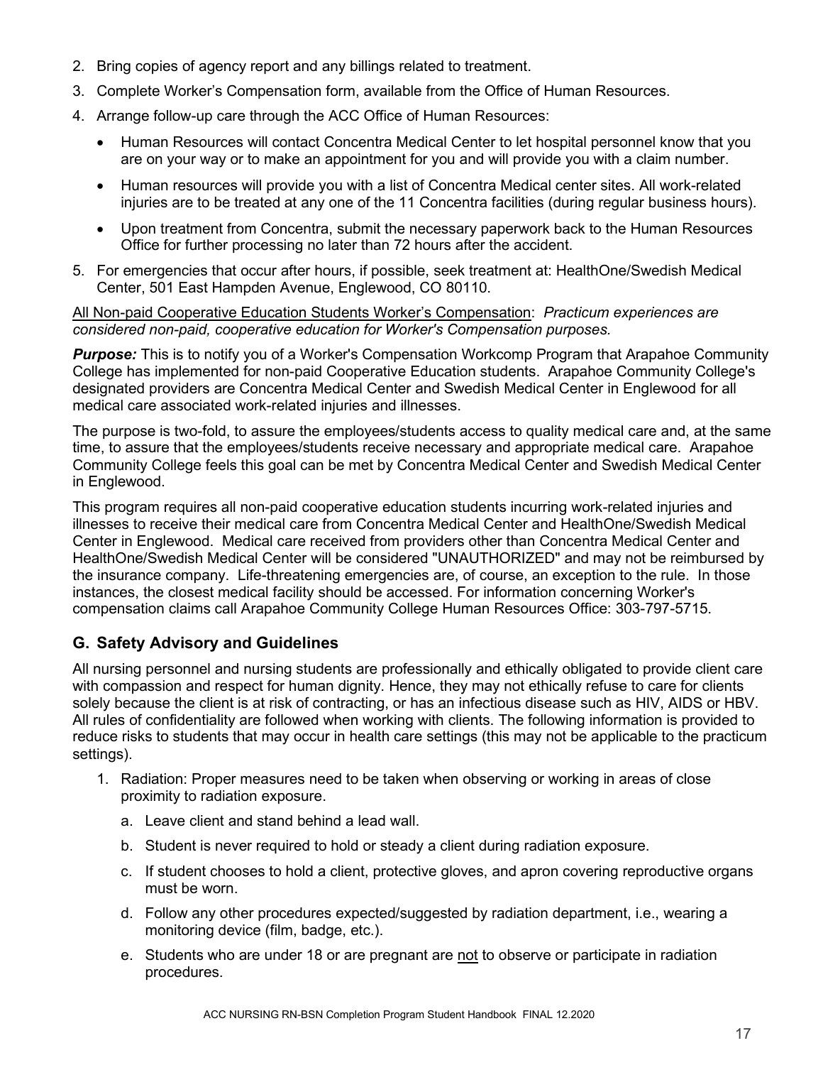2. Bring copies of agency report and any billings related to treatment.
3. Complete Worker's Compensation form, available from the Office of Human Resources.
4. Arrange follow-up care through the ACC Office of Human Resources:
   - Human Resources will contact Concentra Medical Center to let hospital personnel know that you are on your way or to make an appointment for you and will provide you with a claim number.
   - Human resources will provide you with a list of Concentra Medical center sites. All work-related injuries are to be treated at any one of the 11 Concentra facilities (during regular business hours).
   - Upon treatment from Concentra, submit the necessary paperwork back to the Human Resources Office for further processing no later than 72 hours after the accident.
5. For emergencies that occur after hours, if possible, seek treatment at: HealthOne/Swedish Medical Center, 501 East Hampden Avenue, Englewood, CO 80110.

<u>All Non-paid Cooperative Education Students Worker's Compensation</u>: *Practicum experiences are considered non-paid, cooperative education for Worker's Compensation purposes.*

***Purpose:*** This is to notify you of a Worker's Compensation Workcomp Program that Arapahoe Community College has implemented for non-paid Cooperative Education students. Arapahoe Community College's designated providers are Concentra Medical Center and Swedish Medical Center in Englewood for all medical care associated work-related injuries and illnesses.

The purpose is two-fold, to assure the employees/students access to quality medical care and, at the same time, to assure that the employees/students receive necessary and appropriate medical care. Arapahoe Community College feels this goal can be met by Concentra Medical Center and Swedish Medical Center in Englewood.

This program requires all non-paid cooperative education students incurring work-related injuries and illnesses to receive their medical care from Concentra Medical Center and HealthOne/Swedish Medical Center in Englewood. Medical care received from providers other than Concentra Medical Center and HealthOne/Swedish Medical Center will be considered "UNAUTHORIZED" and may not be reimbursed by the insurance company. Life-threatening emergencies are, of course, an exception to the rule. In those instances, the closest medical facility should be accessed. For information concerning Worker's compensation claims call Arapahoe Community College Human Resources Office: 303-797-5715.

## G. Safety Advisory and Guidelines

All nursing personnel and nursing students are professionally and ethically obligated to provide client care with compassion and respect for human dignity. Hence, they may not ethically refuse to care for clients solely because the client is at risk of contracting, or has an infectious disease such as HIV, AIDS or HBV. All rules of confidentiality are followed when working with clients. The following information is provided to reduce risks to students that may occur in health care settings (this may not be applicable to the practicum settings).

1. Radiation: Proper measures need to be taken when observing or working in areas of close proximity to radiation exposure.
   a. Leave client and stand behind a lead wall.
   b. Student is never required to hold or steady a client during radiation exposure.
   c. If student chooses to hold a client, protective gloves, and apron covering reproductive organs must be worn.
   d. Follow any other procedures expected/suggested by radiation department, i.e., wearing a monitoring device (film, badge, etc.).
   e. Students who are under 18 or are pregnant are <u>not</u> to observe or participate in radiation procedures.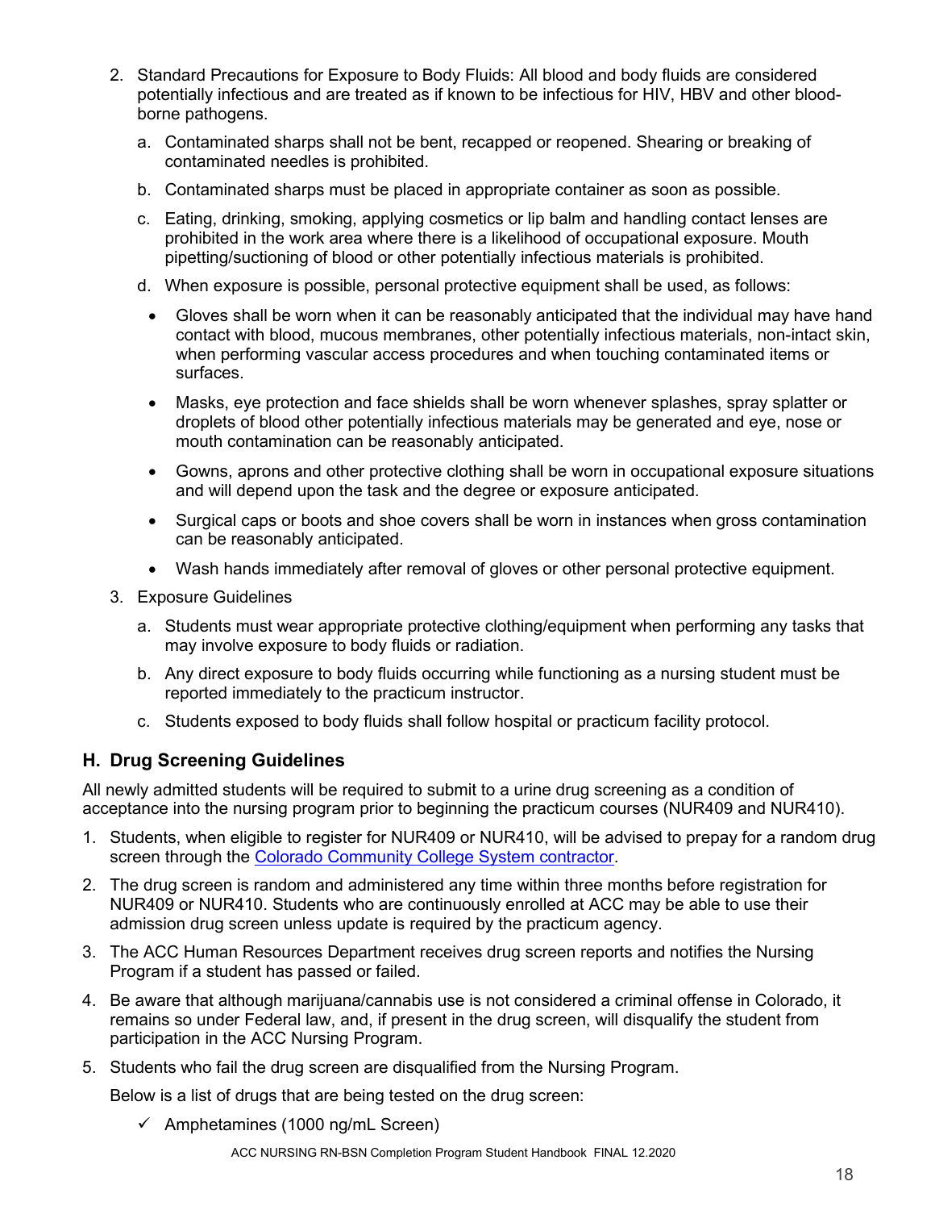2. Standard Precautions for Exposure to Body Fluids: All blood and body fluids are considered potentially infectious and are treated as if known to be infectious for HIV, HBV and other blood-borne pathogens.

   a. Contaminated sharps shall not be bent, recapped or reopened. Shearing or breaking of contaminated needles is prohibited.

   b. Contaminated sharps must be placed in appropriate container as soon as possible.

   c. Eating, drinking, smoking, applying cosmetics or lip balm and handling contact lenses are prohibited in the work area where there is a likelihood of occupational exposure. Mouth pipetting/suctioning of blood or other potentially infectious materials is prohibited.

   d. When exposure is possible, personal protective equipment shall be used, as follows:

      - Gloves shall be worn when it can be reasonably anticipated that the individual may have hand contact with blood, mucous membranes, other potentially infectious materials, non-intact skin, when performing vascular access procedures and when touching contaminated items or surfaces.
      - Masks, eye protection and face shields shall be worn whenever splashes, spray splatter or droplets of blood other potentially infectious materials may be generated and eye, nose or mouth contamination can be reasonably anticipated.
      - Gowns, aprons and other protective clothing shall be worn in occupational exposure situations and will depend upon the task and the degree or exposure anticipated.
      - Surgical caps or boots and shoe covers shall be worn in instances when gross contamination can be reasonably anticipated.
      - Wash hands immediately after removal of gloves or other personal protective equipment.

3. Exposure Guidelines

   a. Students must wear appropriate protective clothing/equipment when performing any tasks that may involve exposure to body fluids or radiation.

   b. Any direct exposure to body fluids occurring while functioning as a nursing student must be reported immediately to the practicum instructor.

   c. Students exposed to body fluids shall follow hospital or practicum facility protocol.

## H. Drug Screening Guidelines

All newly admitted students will be required to submit to a urine drug screening as a condition of acceptance into the nursing program prior to beginning the practicum courses (NUR409 and NUR410).

1. Students, when eligible to register for NUR409 or NUR410, will be advised to prepay for a random drug screen through the Colorado Community College System contractor.
2. The drug screen is random and administered any time within three months before registration for NUR409 or NUR410. Students who are continuously enrolled at ACC may be able to use their admission drug screen unless update is required by the practicum agency.
3. The ACC Human Resources Department receives drug screen reports and notifies the Nursing Program if a student has passed or failed.
4. Be aware that although marijuana/cannabis use is not considered a criminal offense in Colorado, it remains so under Federal law, and, if present in the drug screen, will disqualify the student from participation in the ACC Nursing Program.
5. Students who fail the drug screen are disqualified from the Nursing Program.

   Below is a list of drugs that are being tested on the drug screen:

   - ✓ Amphetamines (1000 ng/mL Screen)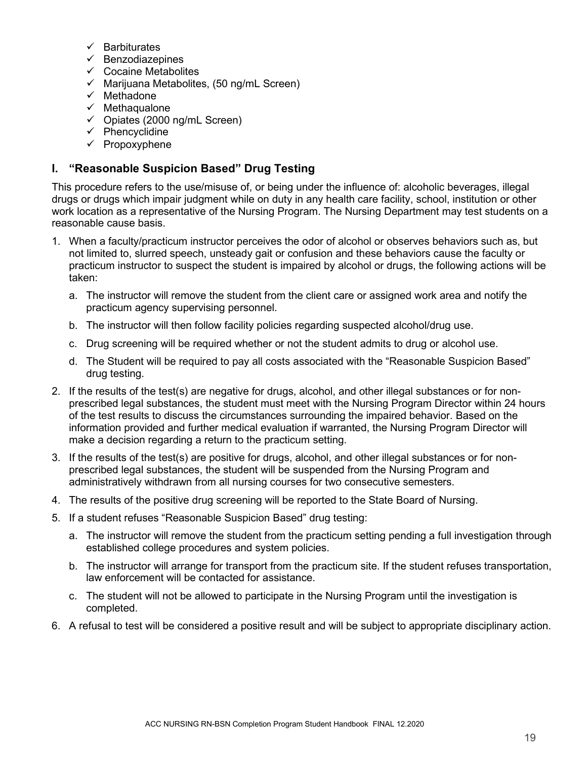- ✓ Barbiturates
- ✓ Benzodiazepines
- ✓ Cocaine Metabolites
- ✓ Marijuana Metabolites, (50 ng/mL Screen)
- ✓ Methadone
- ✓ Methaqualone
- ✓ Opiates (2000 ng/mL Screen)
- ✓ Phencyclidine
- ✓ Propoxyphene

## I. "Reasonable Suspicion Based" Drug Testing

This procedure refers to the use/misuse of, or being under the influence of: alcoholic beverages, illegal drugs or drugs which impair judgment while on duty in any health care facility, school, institution or other work location as a representative of the Nursing Program. The Nursing Department may test students on a reasonable cause basis.

1. When a faculty/practicum instructor perceives the odor of alcohol or observes behaviors such as, but not limited to, slurred speech, unsteady gait or confusion and these behaviors cause the faculty or practicum instructor to suspect the student is impaired by alcohol or drugs, the following actions will be taken:
   a. The instructor will remove the student from the client care or assigned work area and notify the practicum agency supervising personnel.
   b. The instructor will then follow facility policies regarding suspected alcohol/drug use.
   c. Drug screening will be required whether or not the student admits to drug or alcohol use.
   d. The Student will be required to pay all costs associated with the "Reasonable Suspicion Based" drug testing.
2. If the results of the test(s) are negative for drugs, alcohol, and other illegal substances or for non-prescribed legal substances, the student must meet with the Nursing Program Director within 24 hours of the test results to discuss the circumstances surrounding the impaired behavior. Based on the information provided and further medical evaluation if warranted, the Nursing Program Director will make a decision regarding a return to the practicum setting.
3. If the results of the test(s) are positive for drugs, alcohol, and other illegal substances or for non-prescribed legal substances, the student will be suspended from the Nursing Program and administratively withdrawn from all nursing courses for two consecutive semesters.
4. The results of the positive drug screening will be reported to the State Board of Nursing.
5. If a student refuses "Reasonable Suspicion Based" drug testing:
   a. The instructor will remove the student from the practicum setting pending a full investigation through established college procedures and system policies.
   b. The instructor will arrange for transport from the practicum site. If the student refuses transportation, law enforcement will be contacted for assistance.
   c. The student will not be allowed to participate in the Nursing Program until the investigation is completed.
6. A refusal to test will be considered a positive result and will be subject to appropriate disciplinary action.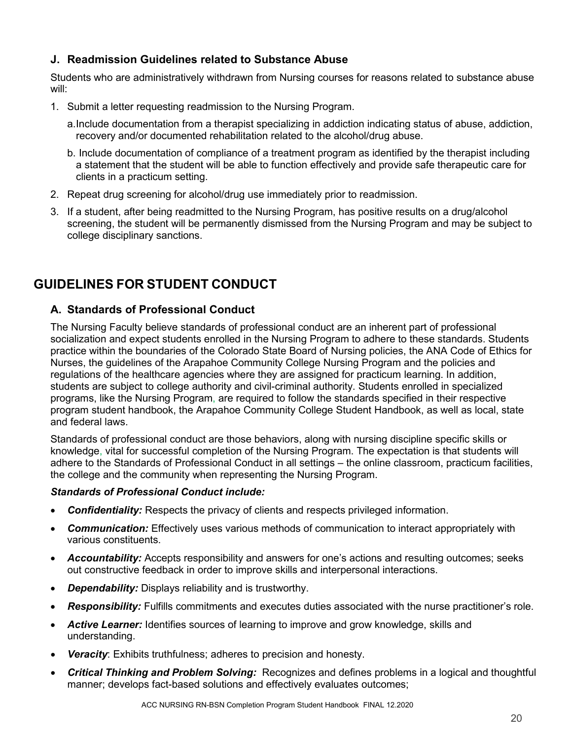### J. Readmission Guidelines related to Substance Abuse

Students who are administratively withdrawn from Nursing courses for reasons related to substance abuse will:

1. Submit a letter requesting readmission to the Nursing Program.
   a. Include documentation from a therapist specializing in addiction indicating status of abuse, addiction, recovery and/or documented rehabilitation related to the alcohol/drug abuse.
   b. Include documentation of compliance of a treatment program as identified by the therapist including a statement that the student will be able to function effectively and provide safe therapeutic care for clients in a practicum setting.
2. Repeat drug screening for alcohol/drug use immediately prior to readmission.
3. If a student, after being readmitted to the Nursing Program, has positive results on a drug/alcohol screening, the student will be permanently dismissed from the Nursing Program and may be subject to college disciplinary sanctions.

## GUIDELINES FOR STUDENT CONDUCT

### A. Standards of Professional Conduct

The Nursing Faculty believe standards of professional conduct are an inherent part of professional socialization and expect students enrolled in the Nursing Program to adhere to these standards. Students practice within the boundaries of the Colorado State Board of Nursing policies, the ANA Code of Ethics for Nurses, the guidelines of the Arapahoe Community College Nursing Program and the policies and regulations of the healthcare agencies where they are assigned for practicum learning. In addition, students are subject to college authority and civil-criminal authority. Students enrolled in specialized programs, like the Nursing Program, are required to follow the standards specified in their respective program student handbook, the Arapahoe Community College Student Handbook, as well as local, state and federal laws.

Standards of professional conduct are those behaviors, along with nursing discipline specific skills or knowledge, vital for successful completion of the Nursing Program. The expectation is that students will adhere to the Standards of Professional Conduct in all settings – the online classroom, practicum facilities, the college and the community when representing the Nursing Program.

***Standards of Professional Conduct include:***

- ***Confidentiality:*** Respects the privacy of clients and respects privileged information.
- ***Communication:*** Effectively uses various methods of communication to interact appropriately with various constituents.
- ***Accountability:*** Accepts responsibility and answers for one's actions and resulting outcomes; seeks out constructive feedback in order to improve skills and interpersonal interactions.
- ***Dependability:*** Displays reliability and is trustworthy.
- ***Responsibility:*** Fulfills commitments and executes duties associated with the nurse practitioner's role.
- ***Active Learner:*** Identifies sources of learning to improve and grow knowledge, skills and understanding.
- ***Veracity***: Exhibits truthfulness; adheres to precision and honesty.
- ***Critical Thinking and Problem Solving:*** Recognizes and defines problems in a logical and thoughtful manner; develops fact-based solutions and effectively evaluates outcomes;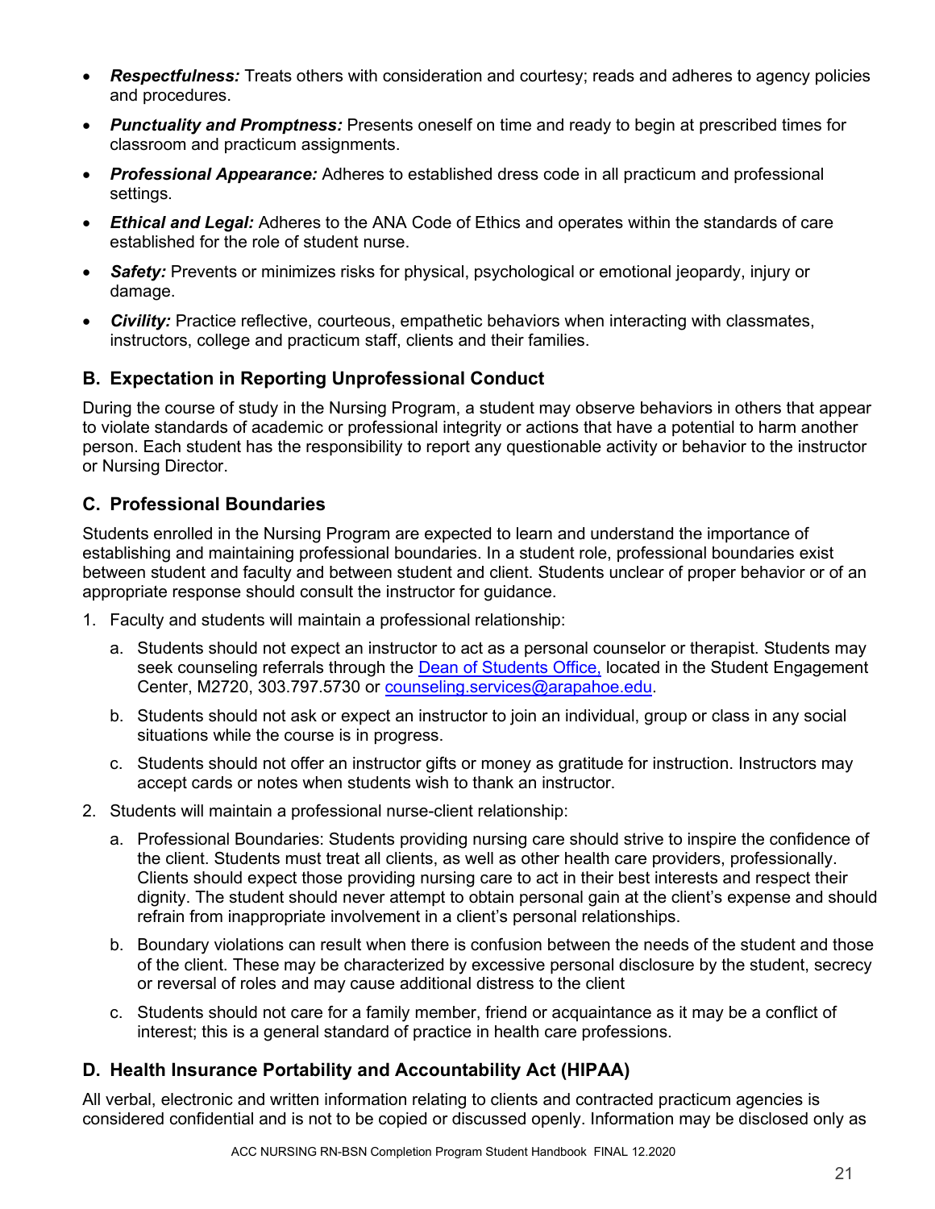- ***Respectfulness:*** Treats others with consideration and courtesy; reads and adheres to agency policies and procedures.
- ***Punctuality and Promptness:*** Presents oneself on time and ready to begin at prescribed times for classroom and practicum assignments.
- ***Professional Appearance:*** Adheres to established dress code in all practicum and professional settings.
- ***Ethical and Legal:*** Adheres to the ANA Code of Ethics and operates within the standards of care established for the role of student nurse.
- ***Safety:*** Prevents or minimizes risks for physical, psychological or emotional jeopardy, injury or damage.
- ***Civility:*** Practice reflective, courteous, empathetic behaviors when interacting with classmates, instructors, college and practicum staff, clients and their families.

## B. Expectation in Reporting Unprofessional Conduct

During the course of study in the Nursing Program, a student may observe behaviors in others that appear to violate standards of academic or professional integrity or actions that have a potential to harm another person. Each student has the responsibility to report any questionable activity or behavior to the instructor or Nursing Director.

## C. Professional Boundaries

Students enrolled in the Nursing Program are expected to learn and understand the importance of establishing and maintaining professional boundaries. In a student role, professional boundaries exist between student and faculty and between student and client. Students unclear of proper behavior or of an appropriate response should consult the instructor for guidance.

1. Faculty and students will maintain a professional relationship:
   a. Students should not expect an instructor to act as a personal counselor or therapist. Students may seek counseling referrals through the Dean of Students Office, located in the Student Engagement Center, M2720, 303.797.5730 or counseling.services@arapahoe.edu.
   b. Students should not ask or expect an instructor to join an individual, group or class in any social situations while the course is in progress.
   c. Students should not offer an instructor gifts or money as gratitude for instruction. Instructors may accept cards or notes when students wish to thank an instructor.
2. Students will maintain a professional nurse-client relationship:
   a. Professional Boundaries: Students providing nursing care should strive to inspire the confidence of the client. Students must treat all clients, as well as other health care providers, professionally. Clients should expect those providing nursing care to act in their best interests and respect their dignity. The student should never attempt to obtain personal gain at the client's expense and should refrain from inappropriate involvement in a client's personal relationships.
   b. Boundary violations can result when there is confusion between the needs of the student and those of the client. These may be characterized by excessive personal disclosure by the student, secrecy or reversal of roles and may cause additional distress to the client
   c. Students should not care for a family member, friend or acquaintance as it may be a conflict of interest; this is a general standard of practice in health care professions.

## D. Health Insurance Portability and Accountability Act (HIPAA)

All verbal, electronic and written information relating to clients and contracted practicum agencies is considered confidential and is not to be copied or discussed openly. Information may be disclosed only as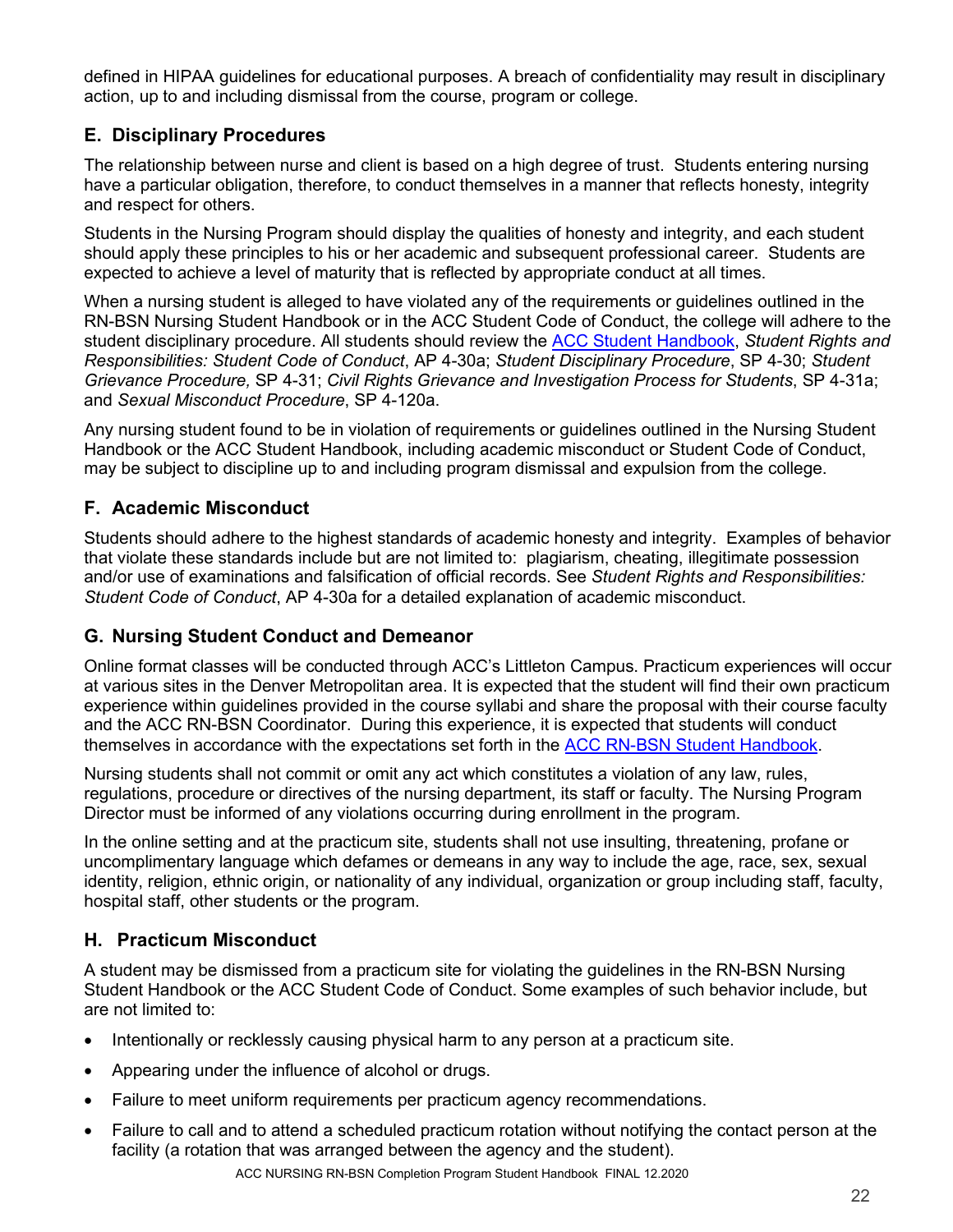defined in HIPAA guidelines for educational purposes. A breach of confidentiality may result in disciplinary action, up to and including dismissal from the course, program or college.

### E. Disciplinary Procedures

The relationship between nurse and client is based on a high degree of trust. Students entering nursing have a particular obligation, therefore, to conduct themselves in a manner that reflects honesty, integrity and respect for others.

Students in the Nursing Program should display the qualities of honesty and integrity, and each student should apply these principles to his or her academic and subsequent professional career. Students are expected to achieve a level of maturity that is reflected by appropriate conduct at all times.

When a nursing student is alleged to have violated any of the requirements or guidelines outlined in the RN-BSN Nursing Student Handbook or in the ACC Student Code of Conduct, the college will adhere to the student disciplinary procedure. All students should review the ACC Student Handbook, *Student Rights and Responsibilities: Student Code of Conduct*, AP 4-30a; *Student Disciplinary Procedure*, SP 4-30; *Student Grievance Procedure,* SP 4-31; *Civil Rights Grievance and Investigation Process for Students*, SP 4-31a; and *Sexual Misconduct Procedure*, SP 4-120a.

Any nursing student found to be in violation of requirements or guidelines outlined in the Nursing Student Handbook or the ACC Student Handbook, including academic misconduct or Student Code of Conduct, may be subject to discipline up to and including program dismissal and expulsion from the college.

### F. Academic Misconduct

Students should adhere to the highest standards of academic honesty and integrity. Examples of behavior that violate these standards include but are not limited to: plagiarism, cheating, illegitimate possession and/or use of examinations and falsification of official records. See *Student Rights and Responsibilities: Student Code of Conduct*, AP 4-30a for a detailed explanation of academic misconduct.

### G. Nursing Student Conduct and Demeanor

Online format classes will be conducted through ACC's Littleton Campus. Practicum experiences will occur at various sites in the Denver Metropolitan area. It is expected that the student will find their own practicum experience within guidelines provided in the course syllabi and share the proposal with their course faculty and the ACC RN-BSN Coordinator. During this experience, it is expected that students will conduct themselves in accordance with the expectations set forth in the ACC RN-BSN Student Handbook.

Nursing students shall not commit or omit any act which constitutes a violation of any law, rules, regulations, procedure or directives of the nursing department, its staff or faculty. The Nursing Program Director must be informed of any violations occurring during enrollment in the program.

In the online setting and at the practicum site, students shall not use insulting, threatening, profane or uncomplimentary language which defames or demeans in any way to include the age, race, sex, sexual identity, religion, ethnic origin, or nationality of any individual, organization or group including staff, faculty, hospital staff, other students or the program.

### H. Practicum Misconduct

A student may be dismissed from a practicum site for violating the guidelines in the RN-BSN Nursing Student Handbook or the ACC Student Code of Conduct. Some examples of such behavior include, but are not limited to:

- Intentionally or recklessly causing physical harm to any person at a practicum site.
- Appearing under the influence of alcohol or drugs.
- Failure to meet uniform requirements per practicum agency recommendations.
- Failure to call and to attend a scheduled practicum rotation without notifying the contact person at the facility (a rotation that was arranged between the agency and the student).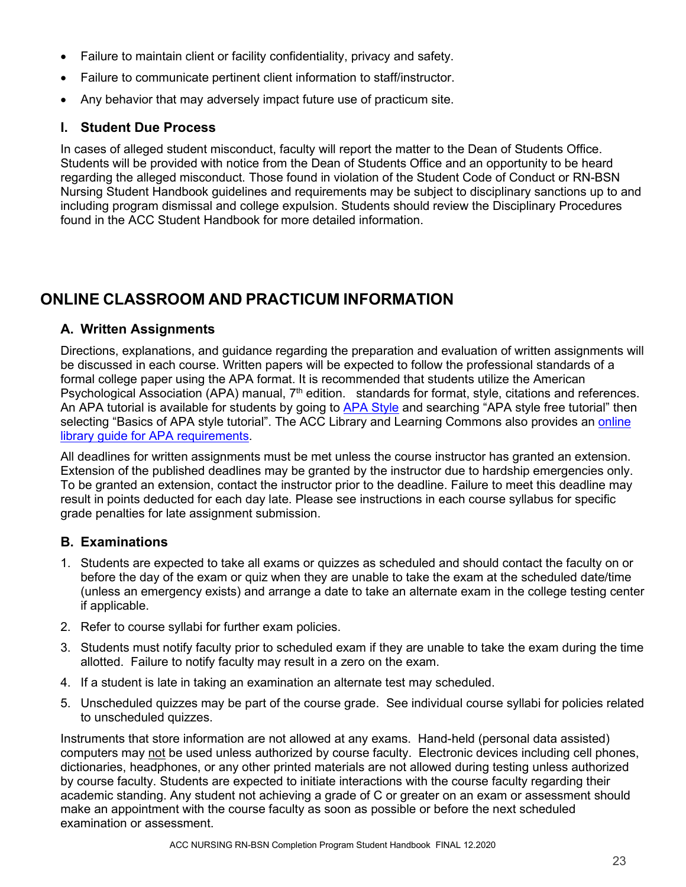- Failure to maintain client or facility confidentiality, privacy and safety.
- Failure to communicate pertinent client information to staff/instructor.
- Any behavior that may adversely impact future use of practicum site.

### I. Student Due Process

In cases of alleged student misconduct, faculty will report the matter to the Dean of Students Office. Students will be provided with notice from the Dean of Students Office and an opportunity to be heard regarding the alleged misconduct. Those found in violation of the Student Code of Conduct or RN-BSN Nursing Student Handbook guidelines and requirements may be subject to disciplinary sanctions up to and including program dismissal and college expulsion. Students should review the Disciplinary Procedures found in the ACC Student Handbook for more detailed information.

## ONLINE CLASSROOM AND PRACTICUM INFORMATION

### A. Written Assignments

Directions, explanations, and guidance regarding the preparation and evaluation of written assignments will be discussed in each course. Written papers will be expected to follow the professional standards of a formal college paper using the APA format. It is recommended that students utilize the American Psychological Association (APA) manual, 7th edition.   standards for format, style, citations and references. An APA tutorial is available for students by going to APA Style and searching "APA style free tutorial" then selecting "Basics of APA style tutorial". The ACC Library and Learning Commons also provides an online library guide for APA requirements.

All deadlines for written assignments must be met unless the course instructor has granted an extension. Extension of the published deadlines may be granted by the instructor due to hardship emergencies only. To be granted an extension, contact the instructor prior to the deadline. Failure to meet this deadline may result in points deducted for each day late. Please see instructions in each course syllabus for specific grade penalties for late assignment submission.

### B. Examinations

1. Students are expected to take all exams or quizzes as scheduled and should contact the faculty on or before the day of the exam or quiz when they are unable to take the exam at the scheduled date/time (unless an emergency exists) and arrange a date to take an alternate exam in the college testing center if applicable.
2. Refer to course syllabi for further exam policies.
3. Students must notify faculty prior to scheduled exam if they are unable to take the exam during the time allotted. Failure to notify faculty may result in a zero on the exam.
4. If a student is late in taking an examination an alternate test may scheduled.
5. Unscheduled quizzes may be part of the course grade. See individual course syllabi for policies related to unscheduled quizzes.

Instruments that store information are not allowed at any exams. Hand-held (personal data assisted) computers may not be used unless authorized by course faculty. Electronic devices including cell phones, dictionaries, headphones, or any other printed materials are not allowed during testing unless authorized by course faculty. Students are expected to initiate interactions with the course faculty regarding their academic standing. Any student not achieving a grade of C or greater on an exam or assessment should make an appointment with the course faculty as soon as possible or before the next scheduled examination or assessment.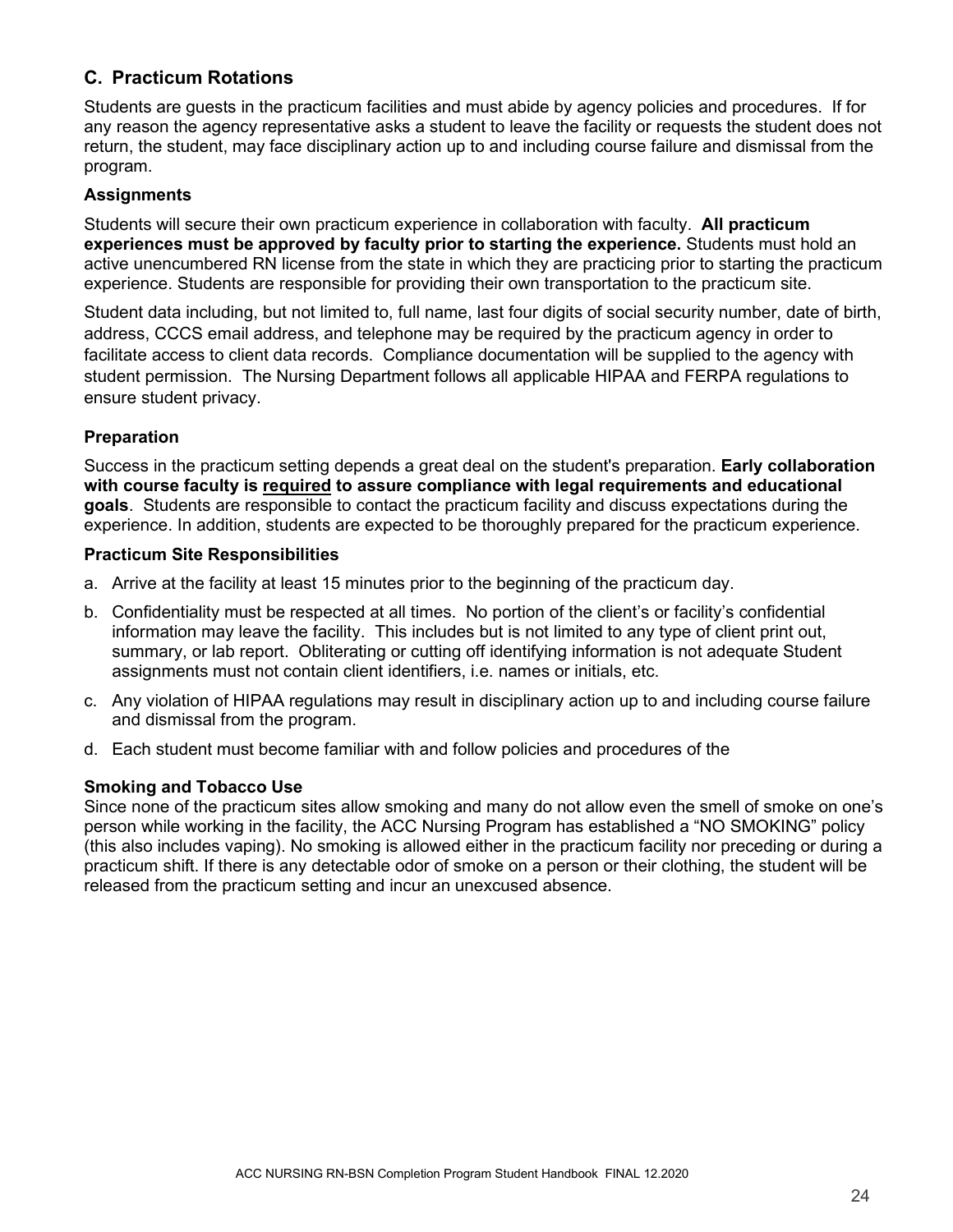## C. Practicum Rotations

Students are guests in the practicum facilities and must abide by agency policies and procedures. If for any reason the agency representative asks a student to leave the facility or requests the student does not return, the student, may face disciplinary action up to and including course failure and dismissal from the program.

### Assignments

Students will secure their own practicum experience in collaboration with faculty. **All practicum experiences must be approved by faculty prior to starting the experience.** Students must hold an active unencumbered RN license from the state in which they are practicing prior to starting the practicum experience. Students are responsible for providing their own transportation to the practicum site.

Student data including, but not limited to, full name, last four digits of social security number, date of birth, address, CCCS email address, and telephone may be required by the practicum agency in order to facilitate access to client data records. Compliance documentation will be supplied to the agency with student permission. The Nursing Department follows all applicable HIPAA and FERPA regulations to ensure student privacy.

### Preparation

Success in the practicum setting depends a great deal on the student's preparation. **Early collaboration with course faculty is <u>required</u> to assure compliance with legal requirements and educational goals**. Students are responsible to contact the practicum facility and discuss expectations during the experience. In addition, students are expected to be thoroughly prepared for the practicum experience.

### Practicum Site Responsibilities

a. Arrive at the facility at least 15 minutes prior to the beginning of the practicum day.

b. Confidentiality must be respected at all times. No portion of the client's or facility's confidential information may leave the facility. This includes but is not limited to any type of client print out, summary, or lab report. Obliterating or cutting off identifying information is not adequate Student assignments must not contain client identifiers, i.e. names or initials, etc.

c. Any violation of HIPAA regulations may result in disciplinary action up to and including course failure and dismissal from the program.

d. Each student must become familiar with and follow policies and procedures of the

### Smoking and Tobacco Use

Since none of the practicum sites allow smoking and many do not allow even the smell of smoke on one's person while working in the facility, the ACC Nursing Program has established a "NO SMOKING" policy (this also includes vaping). No smoking is allowed either in the practicum facility nor preceding or during a practicum shift. If there is any detectable odor of smoke on a person or their clothing, the student will be released from the practicum setting and incur an unexcused absence.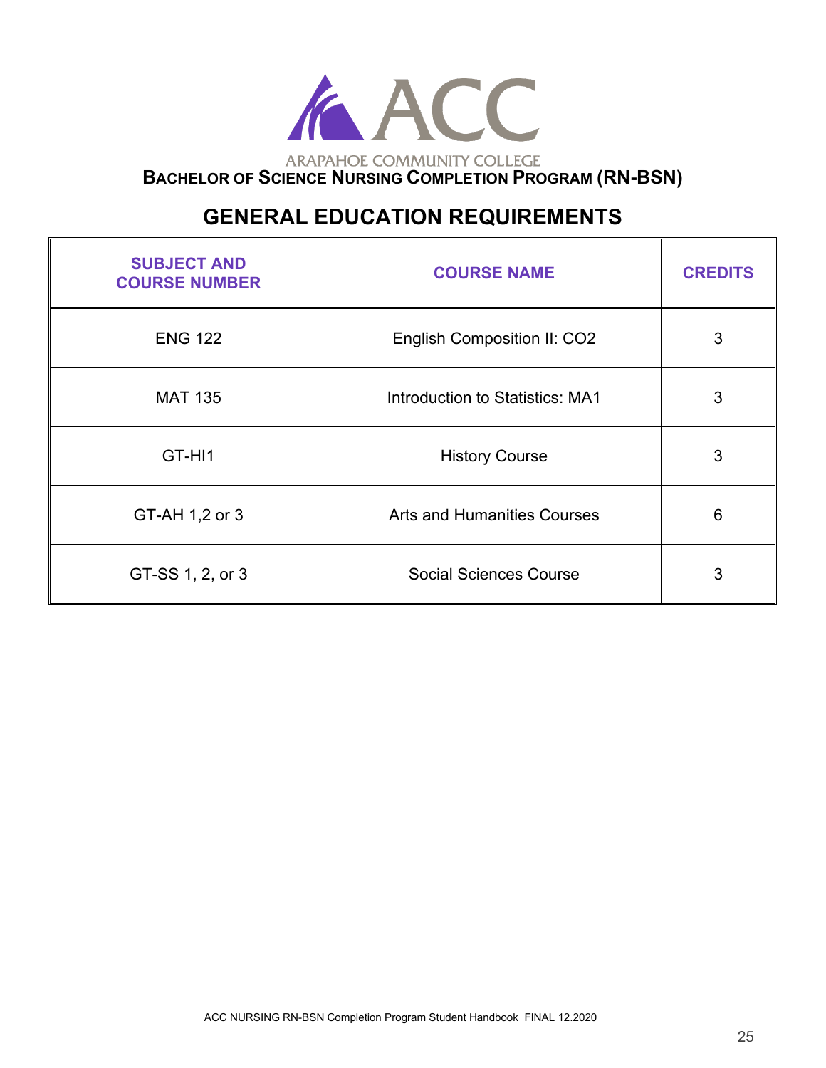ACC

ARAPAHOE COMMUNITY COLLEGE

**BACHELOR OF SCIENCE NURSING COMPLETION PROGRAM (RN-BSN)**

# GENERAL EDUCATION REQUIREMENTS

| SUBJECT AND COURSE NUMBER | COURSE NAME | CREDITS |
|---|---|---|
| ENG 122 | English Composition II: CO2 | 3 |
| MAT 135 | Introduction to Statistics: MA1 | 3 |
| GT-HI1 | History Course | 3 |
| GT-AH 1,2 or 3 | Arts and Humanities Courses | 6 |
| GT-SS 1, 2, or 3 | Social Sciences Course | 3 |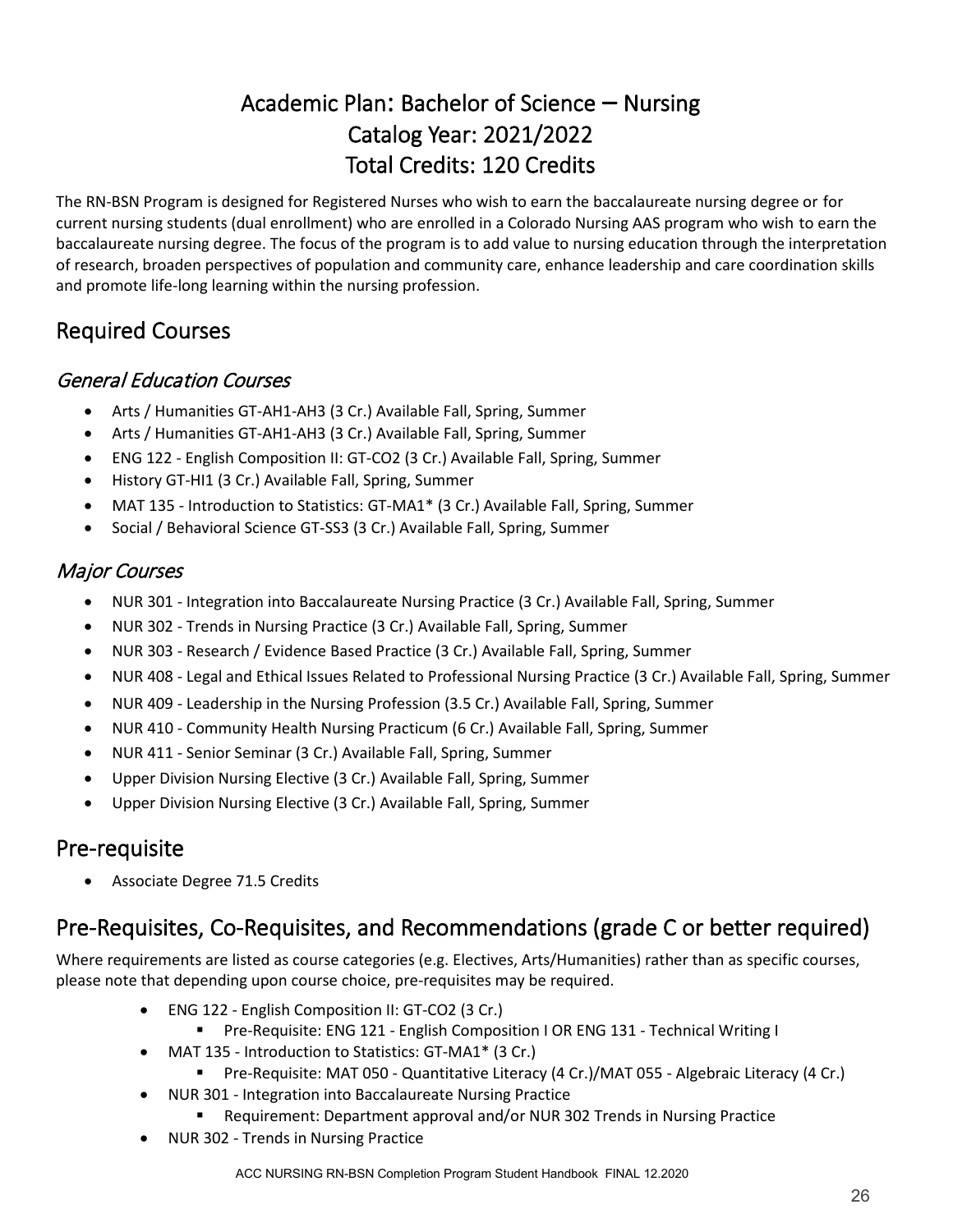# Academic Plan: Bachelor of Science – Nursing
# Catalog Year: 2021/2022
# Total Credits: 120 Credits

The RN-BSN Program is designed for Registered Nurses who wish to earn the baccalaureate nursing degree or for current nursing students (dual enrollment) who are enrolled in a Colorado Nursing AAS program who wish to earn the baccalaureate nursing degree. The focus of the program is to add value to nursing education through the interpretation of research, broaden perspectives of population and community care, enhance leadership and care coordination skills and promote life-long learning within the nursing profession.

## Required Courses

### *General Education Courses*

- Arts / Humanities GT-AH1-AH3 (3 Cr.) Available Fall, Spring, Summer
- Arts / Humanities GT-AH1-AH3 (3 Cr.) Available Fall, Spring, Summer
- ENG 122 - English Composition II: GT-CO2 (3 Cr.) Available Fall, Spring, Summer
- History GT-HI1 (3 Cr.) Available Fall, Spring, Summer
- MAT 135 - Introduction to Statistics: GT-MA1* (3 Cr.) Available Fall, Spring, Summer
- Social / Behavioral Science GT-SS3 (3 Cr.) Available Fall, Spring, Summer

### *Major Courses*

- NUR 301 - Integration into Baccalaureate Nursing Practice (3 Cr.) Available Fall, Spring, Summer
- NUR 302 - Trends in Nursing Practice (3 Cr.) Available Fall, Spring, Summer
- NUR 303 - Research / Evidence Based Practice (3 Cr.) Available Fall, Spring, Summer
- NUR 408 - Legal and Ethical Issues Related to Professional Nursing Practice (3 Cr.) Available Fall, Spring, Summer
- NUR 409 - Leadership in the Nursing Profession (3.5 Cr.) Available Fall, Spring, Summer
- NUR 410 - Community Health Nursing Practicum (6 Cr.) Available Fall, Spring, Summer
- NUR 411 - Senior Seminar (3 Cr.) Available Fall, Spring, Summer
- Upper Division Nursing Elective (3 Cr.) Available Fall, Spring, Summer
- Upper Division Nursing Elective (3 Cr.) Available Fall, Spring, Summer

## Pre-requisite

- Associate Degree 71.5 Credits

## Pre-Requisites, Co-Requisites, and Recommendations (grade C or better required)

Where requirements are listed as course categories (e.g. Electives, Arts/Humanities) rather than as specific courses, please note that depending upon course choice, pre-requisites may be required.

- ENG 122 - English Composition II: GT-CO2 (3 Cr.)
  - Pre-Requisite: ENG 121 - English Composition I OR ENG 131 - Technical Writing I
- MAT 135 - Introduction to Statistics: GT-MA1* (3 Cr.)
  - Pre-Requisite: MAT 050 - Quantitative Literacy (4 Cr.)/MAT 055 - Algebraic Literacy (4 Cr.)
- NUR 301 - Integration into Baccalaureate Nursing Practice
  - Requirement: Department approval and/or NUR 302 Trends in Nursing Practice
- NUR 302 - Trends in Nursing Practice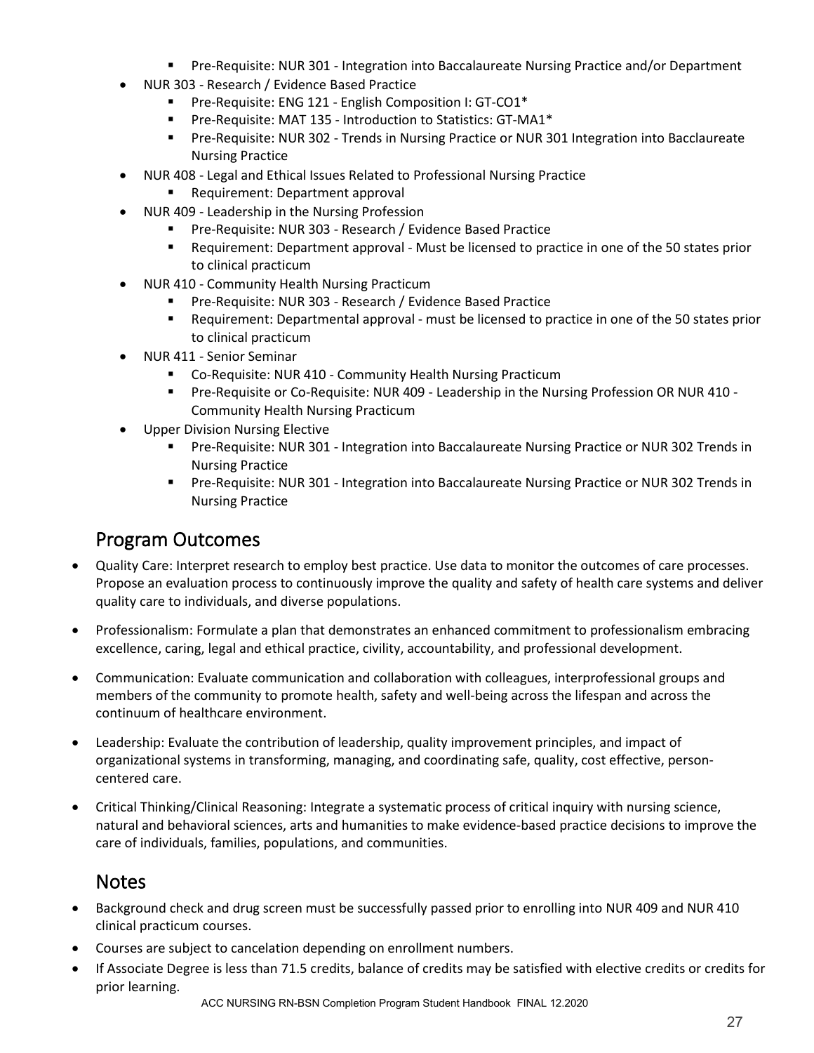- Pre-Requisite: NUR 301 - Integration into Baccalaureate Nursing Practice and/or Department
- NUR 303 - Research / Evidence Based Practice
  - Pre-Requisite: ENG 121 - English Composition I: GT-CO1*
  - Pre-Requisite: MAT 135 - Introduction to Statistics: GT-MA1*
  - Pre-Requisite: NUR 302 - Trends in Nursing Practice or NUR 301 Integration into Bacclaureate Nursing Practice
- NUR 408 - Legal and Ethical Issues Related to Professional Nursing Practice
  - Requirement: Department approval
- NUR 409 - Leadership in the Nursing Profession
  - Pre-Requisite: NUR 303 - Research / Evidence Based Practice
  - Requirement: Department approval - Must be licensed to practice in one of the 50 states prior to clinical practicum
- NUR 410 - Community Health Nursing Practicum
  - Pre-Requisite: NUR 303 - Research / Evidence Based Practice
  - Requirement: Departmental approval - must be licensed to practice in one of the 50 states prior to clinical practicum
- NUR 411 - Senior Seminar
  - Co-Requisite: NUR 410 - Community Health Nursing Practicum
  - Pre-Requisite or Co-Requisite: NUR 409 - Leadership in the Nursing Profession OR NUR 410 - Community Health Nursing Practicum
- Upper Division Nursing Elective
  - Pre-Requisite: NUR 301 - Integration into Baccalaureate Nursing Practice or NUR 302 Trends in Nursing Practice
  - Pre-Requisite: NUR 301 - Integration into Baccalaureate Nursing Practice or NUR 302 Trends in Nursing Practice

## Program Outcomes

- Quality Care: Interpret research to employ best practice. Use data to monitor the outcomes of care processes. Propose an evaluation process to continuously improve the quality and safety of health care systems and deliver quality care to individuals, and diverse populations.
- Professionalism: Formulate a plan that demonstrates an enhanced commitment to professionalism embracing excellence, caring, legal and ethical practice, civility, accountability, and professional development.
- Communication: Evaluate communication and collaboration with colleagues, interprofessional groups and members of the community to promote health, safety and well-being across the lifespan and across the continuum of healthcare environment.
- Leadership: Evaluate the contribution of leadership, quality improvement principles, and impact of organizational systems in transforming, managing, and coordinating safe, quality, cost effective, person-centered care.
- Critical Thinking/Clinical Reasoning: Integrate a systematic process of critical inquiry with nursing science, natural and behavioral sciences, arts and humanities to make evidence-based practice decisions to improve the care of individuals, families, populations, and communities.

## Notes

- Background check and drug screen must be successfully passed prior to enrolling into NUR 409 and NUR 410 clinical practicum courses.
- Courses are subject to cancelation depending on enrollment numbers.
- If Associate Degree is less than 71.5 credits, balance of credits may be satisfied with elective credits or credits for prior learning.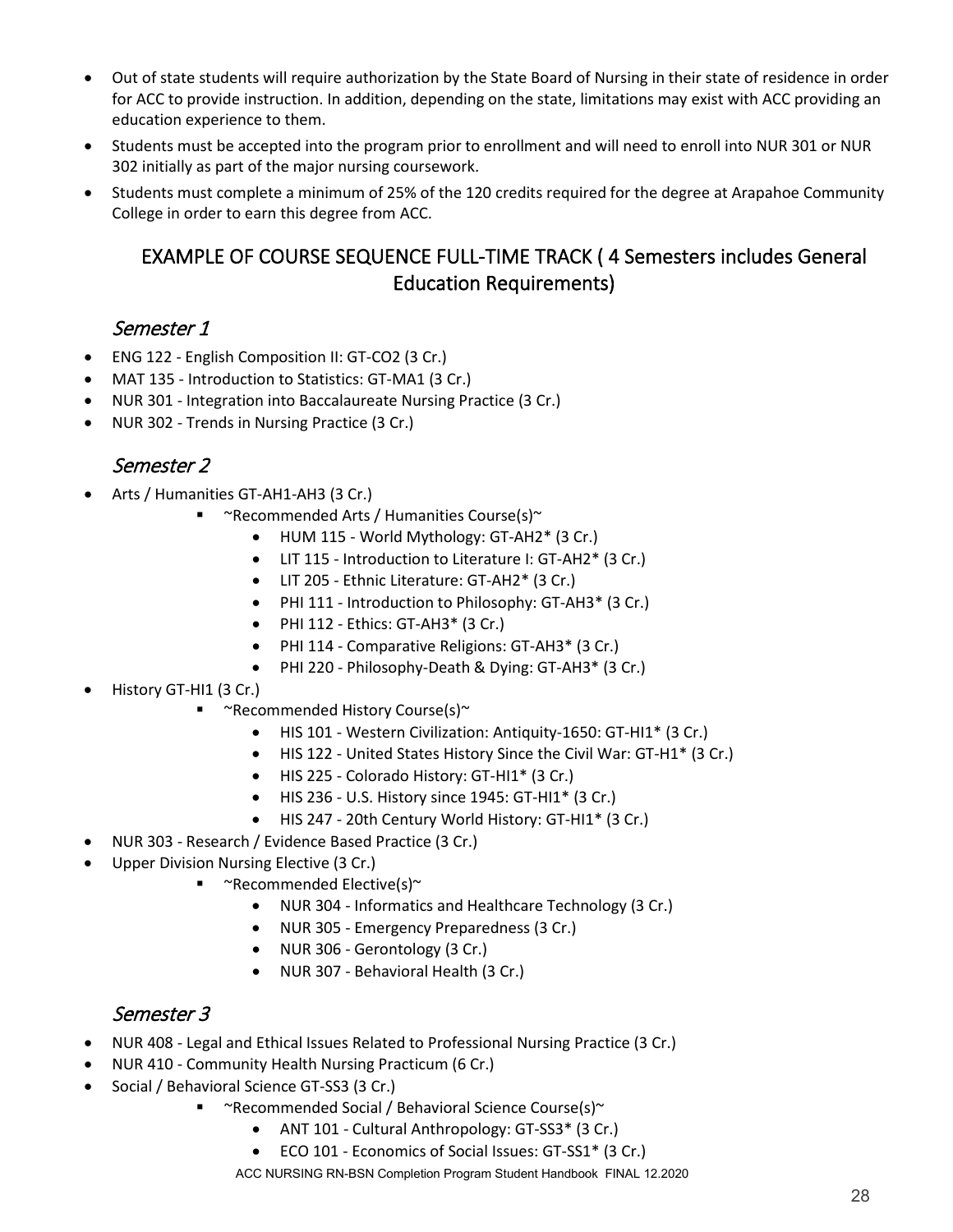- Out of state students will require authorization by the State Board of Nursing in their state of residence in order for ACC to provide instruction. In addition, depending on the state, limitations may exist with ACC providing an education experience to them.
- Students must be accepted into the program prior to enrollment and will need to enroll into NUR 301 or NUR 302 initially as part of the major nursing coursework.
- Students must complete a minimum of 25% of the 120 credits required for the degree at Arapahoe Community College in order to earn this degree from ACC.

## EXAMPLE OF COURSE SEQUENCE FULL-TIME TRACK ( 4 Semesters includes General Education Requirements)

### *Semester 1*

- ENG 122 - English Composition II: GT-CO2 (3 Cr.)
- MAT 135 - Introduction to Statistics: GT-MA1 (3 Cr.)
- NUR 301 - Integration into Baccalaureate Nursing Practice (3 Cr.)
- NUR 302 - Trends in Nursing Practice (3 Cr.)

### *Semester 2*

- Arts / Humanities GT-AH1-AH3 (3 Cr.)
  - ~Recommended Arts / Humanities Course(s)~
    - HUM 115 - World Mythology: GT-AH2* (3 Cr.)
    - LIT 115 - Introduction to Literature I: GT-AH2* (3 Cr.)
    - LIT 205 - Ethnic Literature: GT-AH2* (3 Cr.)
    - PHI 111 - Introduction to Philosophy: GT-AH3* (3 Cr.)
    - PHI 112 - Ethics: GT-AH3* (3 Cr.)
    - PHI 114 - Comparative Religions: GT-AH3* (3 Cr.)
    - PHI 220 - Philosophy-Death & Dying: GT-AH3* (3 Cr.)
- History GT-HI1 (3 Cr.)
  - ~Recommended History Course(s)~
    - HIS 101 - Western Civilization: Antiquity-1650: GT-HI1* (3 Cr.)
    - HIS 122 - United States History Since the Civil War: GT-H1* (3 Cr.)
    - HIS 225 - Colorado History: GT-HI1* (3 Cr.)
    - HIS 236 - U.S. History since 1945: GT-HI1* (3 Cr.)
    - HIS 247 - 20th Century World History: GT-HI1* (3 Cr.)
- NUR 303 - Research / Evidence Based Practice (3 Cr.)
- Upper Division Nursing Elective (3 Cr.)
  - ~Recommended Elective(s)~
    - NUR 304 - Informatics and Healthcare Technology (3 Cr.)
    - NUR 305 - Emergency Preparedness (3 Cr.)
    - NUR 306 - Gerontology (3 Cr.)
    - NUR 307 - Behavioral Health (3 Cr.)

### *Semester 3*

- NUR 408 - Legal and Ethical Issues Related to Professional Nursing Practice (3 Cr.)
- NUR 410 - Community Health Nursing Practicum (6 Cr.)
- Social / Behavioral Science GT-SS3 (3 Cr.)
  - ~Recommended Social / Behavioral Science Course(s)~
    - ANT 101 - Cultural Anthropology: GT-SS3* (3 Cr.)
    - ECO 101 - Economics of Social Issues: GT-SS1* (3 Cr.)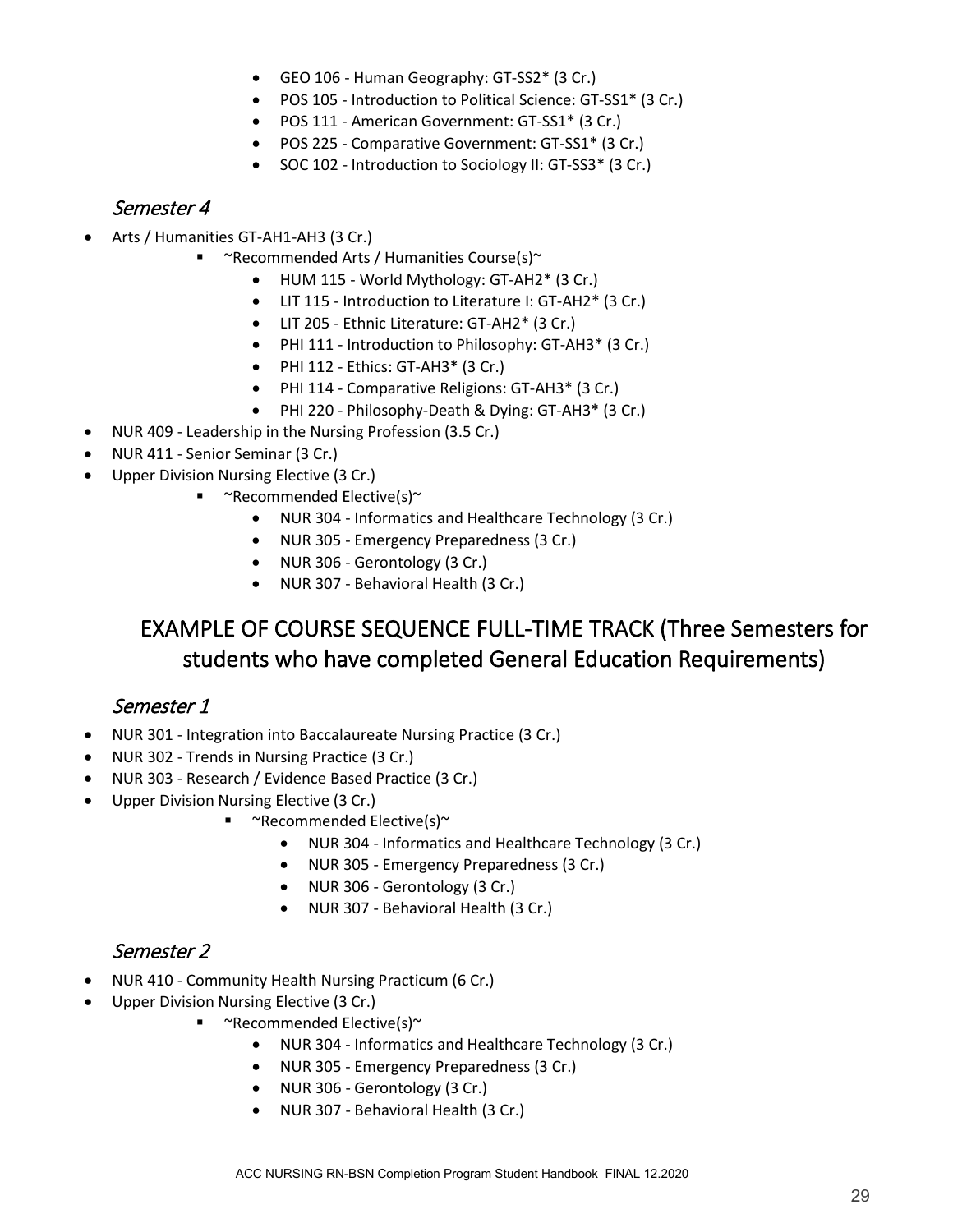- GEO 106 - Human Geography: GT-SS2* (3 Cr.)
- POS 105 - Introduction to Political Science: GT-SS1* (3 Cr.)
- POS 111 - American Government: GT-SS1* (3 Cr.)
- POS 225 - Comparative Government: GT-SS1* (3 Cr.)
- SOC 102 - Introduction to Sociology II: GT-SS3* (3 Cr.)

### *Semester 4*

- Arts / Humanities GT-AH1-AH3 (3 Cr.)
  - ~Recommended Arts / Humanities Course(s)~
    - HUM 115 - World Mythology: GT-AH2* (3 Cr.)
    - LIT 115 - Introduction to Literature I: GT-AH2* (3 Cr.)
    - LIT 205 - Ethnic Literature: GT-AH2* (3 Cr.)
    - PHI 111 - Introduction to Philosophy: GT-AH3* (3 Cr.)
    - PHI 112 - Ethics: GT-AH3* (3 Cr.)
    - PHI 114 - Comparative Religions: GT-AH3* (3 Cr.)
    - PHI 220 - Philosophy-Death & Dying: GT-AH3* (3 Cr.)
- NUR 409 - Leadership in the Nursing Profession (3.5 Cr.)
- NUR 411 - Senior Seminar (3 Cr.)
- Upper Division Nursing Elective (3 Cr.)
  - ~Recommended Elective(s)~
    - NUR 304 - Informatics and Healthcare Technology (3 Cr.)
    - NUR 305 - Emergency Preparedness (3 Cr.)
    - NUR 306 - Gerontology (3 Cr.)
    - NUR 307 - Behavioral Health (3 Cr.)

## EXAMPLE OF COURSE SEQUENCE FULL-TIME TRACK (Three Semesters for students who have completed General Education Requirements)

### *Semester 1*

- NUR 301 - Integration into Baccalaureate Nursing Practice (3 Cr.)
- NUR 302 - Trends in Nursing Practice (3 Cr.)
- NUR 303 - Research / Evidence Based Practice (3 Cr.)
- Upper Division Nursing Elective (3 Cr.)
  - ~Recommended Elective(s)~
    - NUR 304 - Informatics and Healthcare Technology (3 Cr.)
    - NUR 305 - Emergency Preparedness (3 Cr.)
    - NUR 306 - Gerontology (3 Cr.)
    - NUR 307 - Behavioral Health (3 Cr.)

### *Semester 2*

- NUR 410 - Community Health Nursing Practicum (6 Cr.)
- Upper Division Nursing Elective (3 Cr.)
  - ~Recommended Elective(s)~
    - NUR 304 - Informatics and Healthcare Technology (3 Cr.)
    - NUR 305 - Emergency Preparedness (3 Cr.)
    - NUR 306 - Gerontology (3 Cr.)
    - NUR 307 - Behavioral Health (3 Cr.)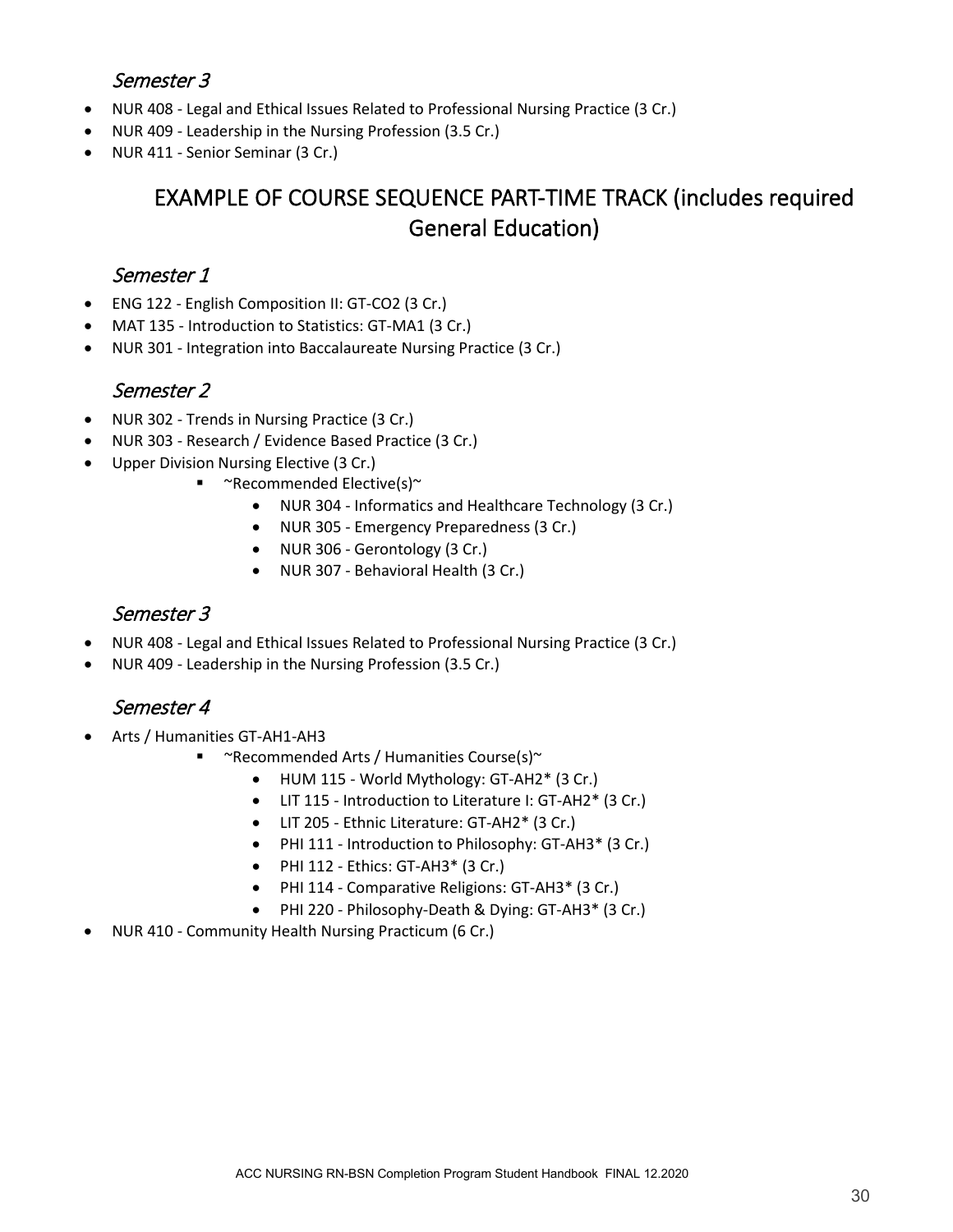### *Semester 3*

- NUR 408 - Legal and Ethical Issues Related to Professional Nursing Practice (3 Cr.)
- NUR 409 - Leadership in the Nursing Profession (3.5 Cr.)
- NUR 411 - Senior Seminar (3 Cr.)

## EXAMPLE OF COURSE SEQUENCE PART-TIME TRACK (includes required General Education)

### *Semester 1*

- ENG 122 - English Composition II: GT-CO2 (3 Cr.)
- MAT 135 - Introduction to Statistics: GT-MA1 (3 Cr.)
- NUR 301 - Integration into Baccalaureate Nursing Practice (3 Cr.)

### *Semester 2*

- NUR 302 - Trends in Nursing Practice (3 Cr.)
- NUR 303 - Research / Evidence Based Practice (3 Cr.)
- Upper Division Nursing Elective (3 Cr.)
  - ~Recommended Elective(s)~
    - NUR 304 - Informatics and Healthcare Technology (3 Cr.)
    - NUR 305 - Emergency Preparedness (3 Cr.)
    - NUR 306 - Gerontology (3 Cr.)
    - NUR 307 - Behavioral Health (3 Cr.)

### *Semester 3*

- NUR 408 - Legal and Ethical Issues Related to Professional Nursing Practice (3 Cr.)
- NUR 409 - Leadership in the Nursing Profession (3.5 Cr.)

### *Semester 4*

- Arts / Humanities GT-AH1-AH3
  - ~Recommended Arts / Humanities Course(s)~
    - HUM 115 - World Mythology: GT-AH2* (3 Cr.)
    - LIT 115 - Introduction to Literature I: GT-AH2* (3 Cr.)
    - LIT 205 - Ethnic Literature: GT-AH2* (3 Cr.)
    - PHI 111 - Introduction to Philosophy: GT-AH3* (3 Cr.)
    - PHI 112 - Ethics: GT-AH3* (3 Cr.)
    - PHI 114 - Comparative Religions: GT-AH3* (3 Cr.)
    - PHI 220 - Philosophy-Death & Dying: GT-AH3* (3 Cr.)
- NUR 410 - Community Health Nursing Practicum (6 Cr.)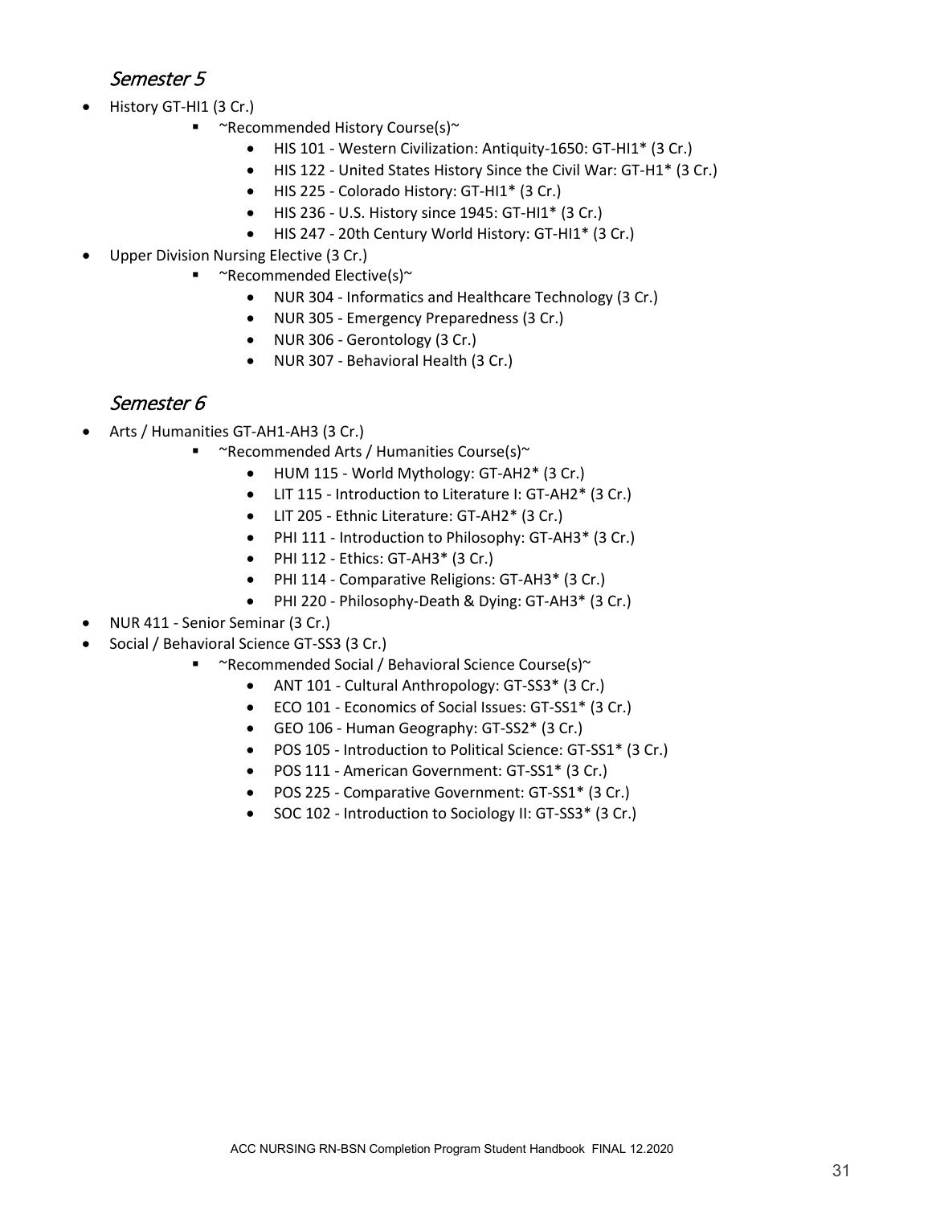## *Semester 5*

- History GT-HI1 (3 Cr.)
  - ~Recommended History Course(s)~
    - HIS 101 - Western Civilization: Antiquity-1650: GT-HI1* (3 Cr.)
    - HIS 122 - United States History Since the Civil War: GT-H1* (3 Cr.)
    - HIS 225 - Colorado History: GT-HI1* (3 Cr.)
    - HIS 236 - U.S. History since 1945: GT-HI1* (3 Cr.)
    - HIS 247 - 20th Century World History: GT-HI1* (3 Cr.)
- Upper Division Nursing Elective (3 Cr.)
  - ~Recommended Elective(s)~
    - NUR 304 - Informatics and Healthcare Technology (3 Cr.)
    - NUR 305 - Emergency Preparedness (3 Cr.)
    - NUR 306 - Gerontology (3 Cr.)
    - NUR 307 - Behavioral Health (3 Cr.)

## *Semester 6*

- Arts / Humanities GT-AH1-AH3 (3 Cr.)
  - ~Recommended Arts / Humanities Course(s)~
    - HUM 115 - World Mythology: GT-AH2* (3 Cr.)
    - LIT 115 - Introduction to Literature I: GT-AH2* (3 Cr.)
    - LIT 205 - Ethnic Literature: GT-AH2* (3 Cr.)
    - PHI 111 - Introduction to Philosophy: GT-AH3* (3 Cr.)
    - PHI 112 - Ethics: GT-AH3* (3 Cr.)
    - PHI 114 - Comparative Religions: GT-AH3* (3 Cr.)
    - PHI 220 - Philosophy-Death & Dying: GT-AH3* (3 Cr.)
- NUR 411 - Senior Seminar (3 Cr.)
- Social / Behavioral Science GT-SS3 (3 Cr.)
  - ~Recommended Social / Behavioral Science Course(s)~
    - ANT 101 - Cultural Anthropology: GT-SS3* (3 Cr.)
    - ECO 101 - Economics of Social Issues: GT-SS1* (3 Cr.)
    - GEO 106 - Human Geography: GT-SS2* (3 Cr.)
    - POS 105 - Introduction to Political Science: GT-SS1* (3 Cr.)
    - POS 111 - American Government: GT-SS1* (3 Cr.)
    - POS 225 - Comparative Government: GT-SS1* (3 Cr.)
    - SOC 102 - Introduction to Sociology II: GT-SS3* (3 Cr.)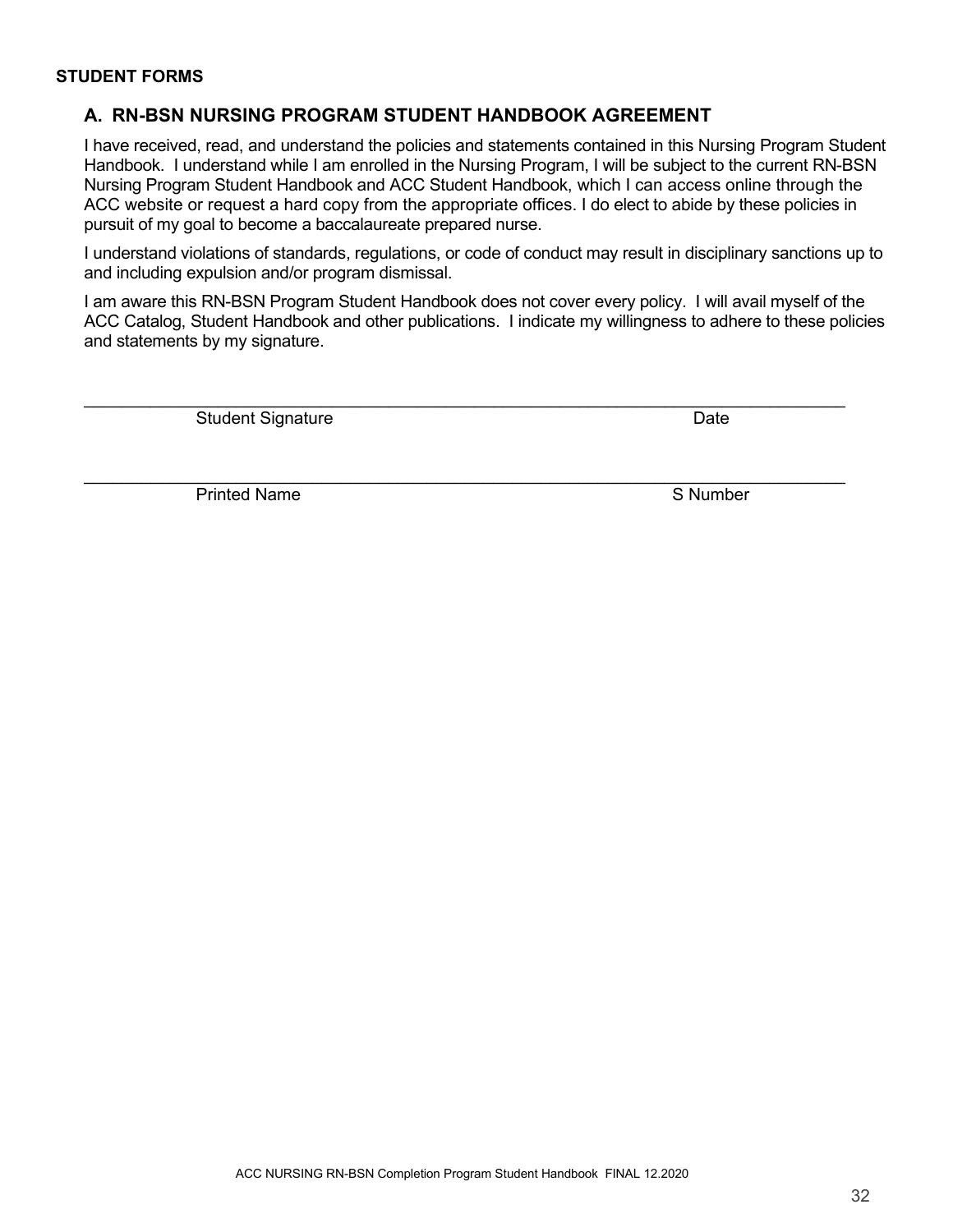**STUDENT FORMS**

## A. RN-BSN NURSING PROGRAM STUDENT HANDBOOK AGREEMENT

I have received, read, and understand the policies and statements contained in this Nursing Program Student Handbook. I understand while I am enrolled in the Nursing Program, I will be subject to the current RN-BSN Nursing Program Student Handbook and ACC Student Handbook, which I can access online through the ACC website or request a hard copy from the appropriate offices. I do elect to abide by these policies in pursuit of my goal to become a baccalaureate prepared nurse.

I understand violations of standards, regulations, or code of conduct may result in disciplinary sanctions up to and including expulsion and/or program dismissal.

I am aware this RN-BSN Program Student Handbook does not cover every policy. I will avail myself of the ACC Catalog, Student Handbook and other publications. I indicate my willingness to adhere to these policies and statements by my signature.

\_\_\_\_\_\_\_\_\_\_\_\_\_\_\_\_\_\_\_\_\_\_\_\_\_\_\_\_\_\_\_\_\_\_\_\_\_\_\_\_\_\_\_\_\_\_\_\_\_\_\_\_\_\_\_\_\_\_\_\_\_\_\_\_\_\_\_\_\_\_\_\_

Student Signature　　　　　　　　　　　　　　　　　　　　　　　Date

\_\_\_\_\_\_\_\_\_\_\_\_\_\_\_\_\_\_\_\_\_\_\_\_\_\_\_\_\_\_\_\_\_\_\_\_\_\_\_\_\_\_\_\_\_\_\_\_\_\_\_\_\_\_\_\_\_\_\_\_\_\_\_\_\_\_\_\_\_\_\_\_

Printed Name　　　　　　　　　　　　　　　　　　　　　　　　S Number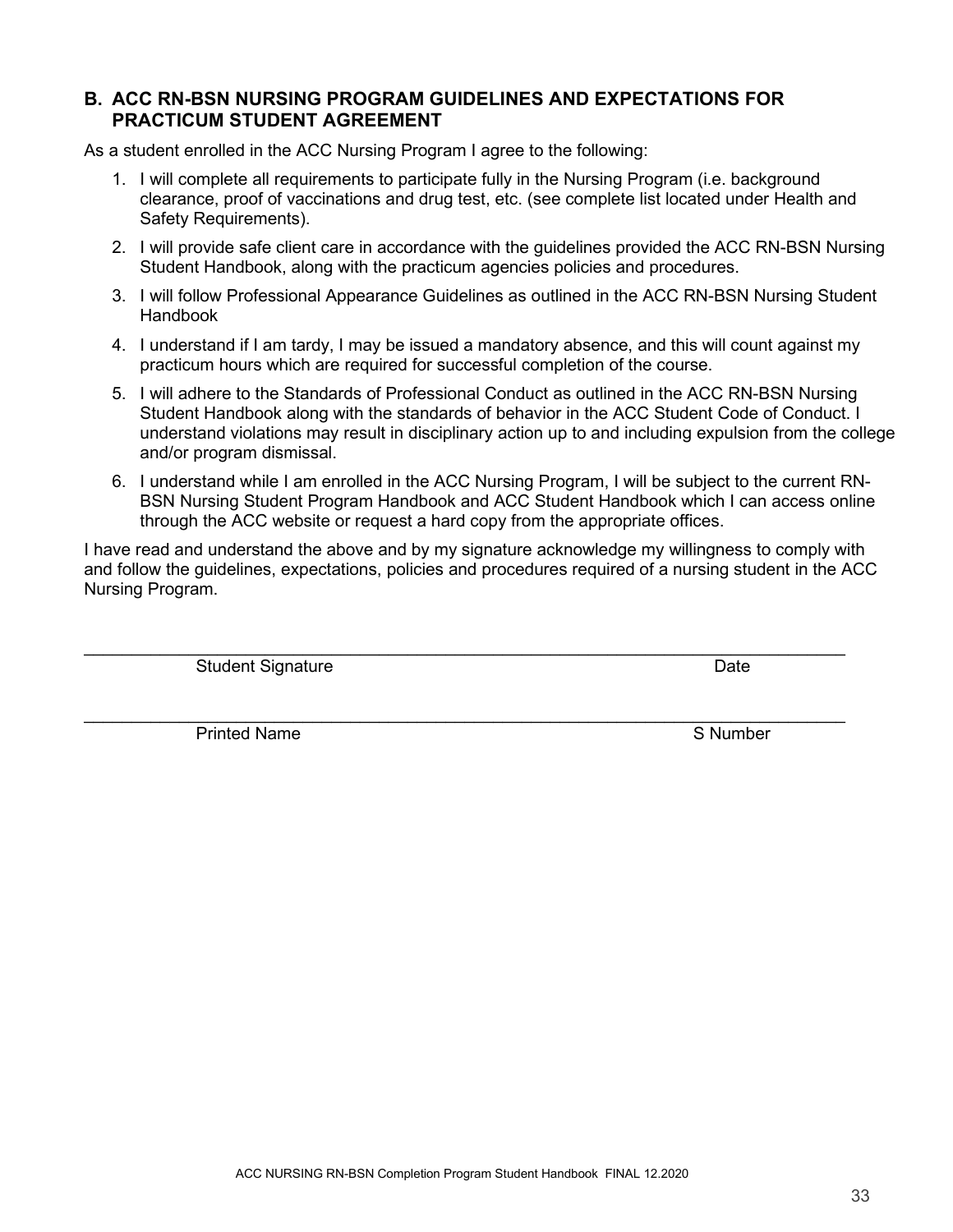## B. ACC RN-BSN NURSING PROGRAM GUIDELINES AND EXPECTATIONS FOR PRACTICUM STUDENT AGREEMENT

As a student enrolled in the ACC Nursing Program I agree to the following:

1. I will complete all requirements to participate fully in the Nursing Program (i.e. background clearance, proof of vaccinations and drug test, etc. (see complete list located under Health and Safety Requirements).
2. I will provide safe client care in accordance with the guidelines provided the ACC RN-BSN Nursing Student Handbook, along with the practicum agencies policies and procedures.
3. I will follow Professional Appearance Guidelines as outlined in the ACC RN-BSN Nursing Student Handbook
4. I understand if I am tardy, I may be issued a mandatory absence, and this will count against my practicum hours which are required for successful completion of the course.
5. I will adhere to the Standards of Professional Conduct as outlined in the ACC RN-BSN Nursing Student Handbook along with the standards of behavior in the ACC Student Code of Conduct. I understand violations may result in disciplinary action up to and including expulsion from the college and/or program dismissal.
6. I understand while I am enrolled in the ACC Nursing Program, I will be subject to the current RN-BSN Nursing Student Program Handbook and ACC Student Handbook which I can access online through the ACC website or request a hard copy from the appropriate offices.

I have read and understand the above and by my signature acknowledge my willingness to comply with and follow the guidelines, expectations, policies and procedures required of a nursing student in the ACC Nursing Program.

\_\_\_\_\_\_\_\_\_\_\_\_\_\_\_\_\_\_\_\_\_\_\_\_\_\_\_\_\_\_\_\_\_\_\_\_\_\_\_\_\_\_\_\_\_\_\_\_\_\_\_\_\_\_\_\_\_\_\_\_

Student Signature                                        Date

\_\_\_\_\_\_\_\_\_\_\_\_\_\_\_\_\_\_\_\_\_\_\_\_\_\_\_\_\_\_\_\_\_\_\_\_\_\_\_\_\_\_\_\_\_\_\_\_\_\_\_\_\_\_\_\_\_\_\_\_

Printed Name                                        S Number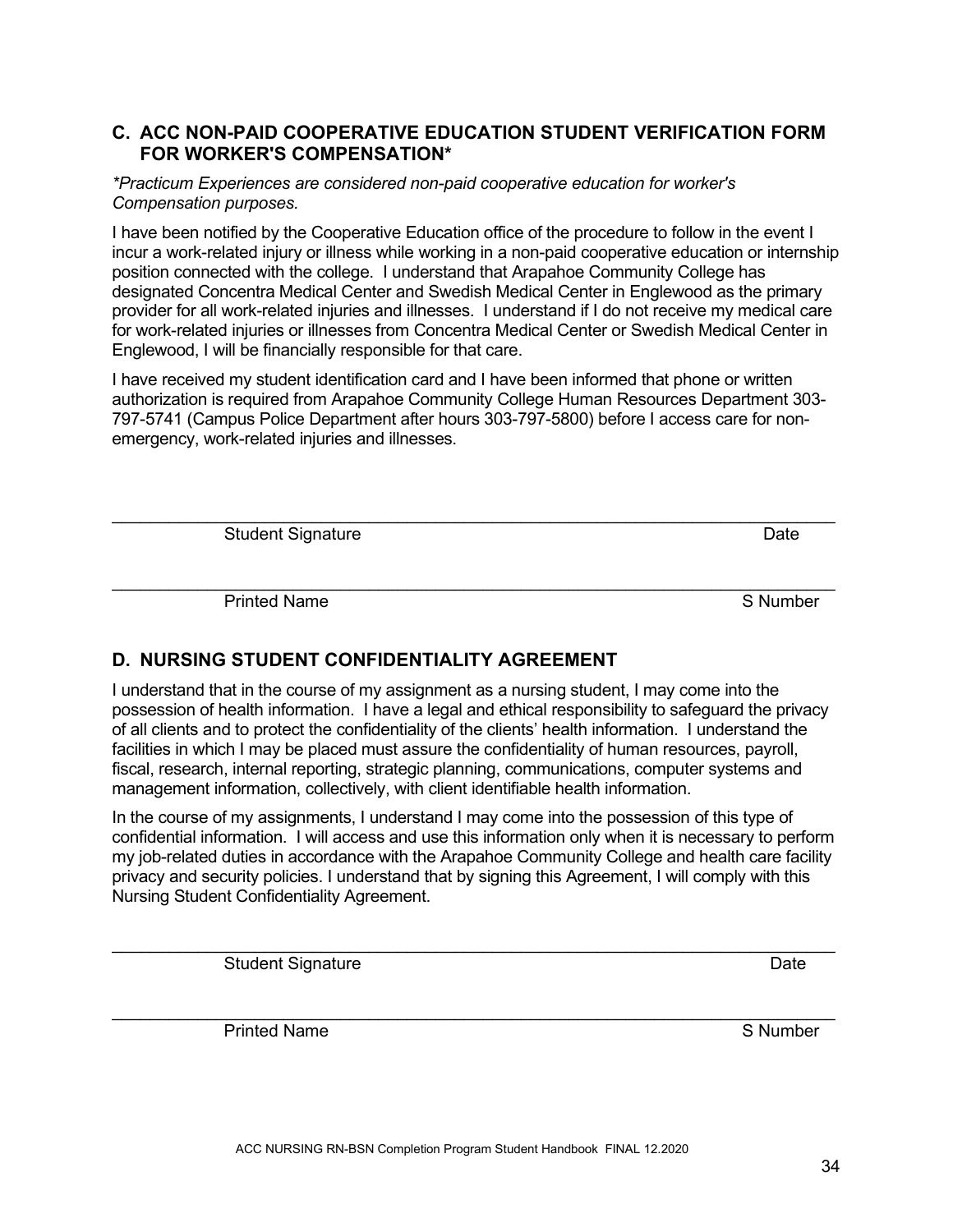## C. ACC NON-PAID COOPERATIVE EDUCATION STUDENT VERIFICATION FORM FOR WORKER'S COMPENSATION*

*\*Practicum Experiences are considered non-paid cooperative education for worker's Compensation purposes.*

I have been notified by the Cooperative Education office of the procedure to follow in the event I incur a work-related injury or illness while working in a non-paid cooperative education or internship position connected with the college. I understand that Arapahoe Community College has designated Concentra Medical Center and Swedish Medical Center in Englewood as the primary provider for all work-related injuries and illnesses. I understand if I do not receive my medical care for work-related injuries or illnesses from Concentra Medical Center or Swedish Medical Center in Englewood, I will be financially responsible for that care.

I have received my student identification card and I have been informed that phone or written authorization is required from Arapahoe Community College Human Resources Department 303-797-5741 (Campus Police Department after hours 303-797-5800) before I access care for non-emergency, work-related injuries and illnesses.

\_\_\_\_\_\_\_\_\_\_\_\_\_\_\_\_\_\_\_\_\_\_\_\_\_\_\_\_\_\_\_\_\_\_\_\_\_\_\_\_\_\_\_\_\_\_\_\_\_\_\_\_\_\_\_\_\_\_\_\_\_\_\_\_\_\_\_\_

Student Signature Date

\_\_\_\_\_\_\_\_\_\_\_\_\_\_\_\_\_\_\_\_\_\_\_\_\_\_\_\_\_\_\_\_\_\_\_\_\_\_\_\_\_\_\_\_\_\_\_\_\_\_\_\_\_\_\_\_\_\_\_\_\_\_\_\_\_\_\_\_

Printed Name S Number

## D. NURSING STUDENT CONFIDENTIALITY AGREEMENT

I understand that in the course of my assignment as a nursing student, I may come into the possession of health information. I have a legal and ethical responsibility to safeguard the privacy of all clients and to protect the confidentiality of the clients' health information. I understand the facilities in which I may be placed must assure the confidentiality of human resources, payroll, fiscal, research, internal reporting, strategic planning, communications, computer systems and management information, collectively, with client identifiable health information.

In the course of my assignments, I understand I may come into the possession of this type of confidential information. I will access and use this information only when it is necessary to perform my job-related duties in accordance with the Arapahoe Community College and health care facility privacy and security policies. I understand that by signing this Agreement, I will comply with this Nursing Student Confidentiality Agreement.

\_\_\_\_\_\_\_\_\_\_\_\_\_\_\_\_\_\_\_\_\_\_\_\_\_\_\_\_\_\_\_\_\_\_\_\_\_\_\_\_\_\_\_\_\_\_\_\_\_\_\_\_\_\_\_\_\_\_\_\_\_\_\_\_\_\_\_\_

Student Signature Date

\_\_\_\_\_\_\_\_\_\_\_\_\_\_\_\_\_\_\_\_\_\_\_\_\_\_\_\_\_\_\_\_\_\_\_\_\_\_\_\_\_\_\_\_\_\_\_\_\_\_\_\_\_\_\_\_\_\_\_\_\_\_\_\_\_\_\_\_

Printed Name S Number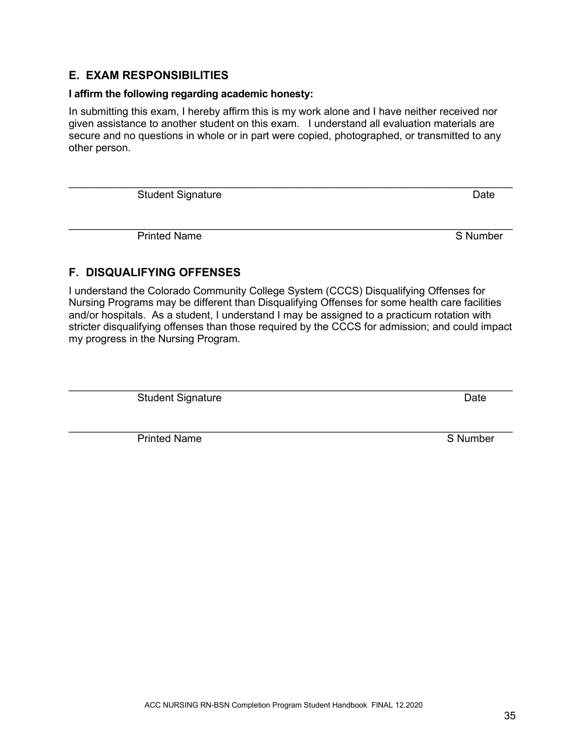## E. EXAM RESPONSIBILITIES

**I affirm the following regarding academic honesty:**

In submitting this exam, I hereby affirm this is my work alone and I have neither received nor given assistance to another student on this exam. I understand all evaluation materials are secure and no questions in whole or in part were copied, photographed, or transmitted to any other person.

\_\_\_\_\_\_\_\_\_\_\_\_\_\_\_\_\_\_\_\_\_\_\_\_\_\_\_\_\_\_\_\_\_\_\_\_\_\_\_\_\_\_\_\_\_\_\_\_\_\_\_\_\_\_\_\_\_\_\_\_\_\_\_\_\_\_\_\_\_\_

Student Signature                                                                                    Date

\_\_\_\_\_\_\_\_\_\_\_\_\_\_\_\_\_\_\_\_\_\_\_\_\_\_\_\_\_\_\_\_\_\_\_\_\_\_\_\_\_\_\_\_\_\_\_\_\_\_\_\_\_\_\_\_\_\_\_\_\_\_\_\_\_\_\_\_\_\_

Printed Name                                                                                    S Number

## F. DISQUALIFYING OFFENSES

I understand the Colorado Community College System (CCCS) Disqualifying Offenses for Nursing Programs may be different than Disqualifying Offenses for some health care facilities and/or hospitals. As a student, I understand I may be assigned to a practicum rotation with stricter disqualifying offenses than those required by the CCCS for admission; and could impact my progress in the Nursing Program.

\_\_\_\_\_\_\_\_\_\_\_\_\_\_\_\_\_\_\_\_\_\_\_\_\_\_\_\_\_\_\_\_\_\_\_\_\_\_\_\_\_\_\_\_\_\_\_\_\_\_\_\_\_\_\_\_\_\_\_\_\_\_\_\_\_\_\_\_\_\_

Student Signature                                                                                    Date

\_\_\_\_\_\_\_\_\_\_\_\_\_\_\_\_\_\_\_\_\_\_\_\_\_\_\_\_\_\_\_\_\_\_\_\_\_\_\_\_\_\_\_\_\_\_\_\_\_\_\_\_\_\_\_\_\_\_\_\_\_\_\_\_\_\_\_\_\_\_

Printed Name                                                                                    S Number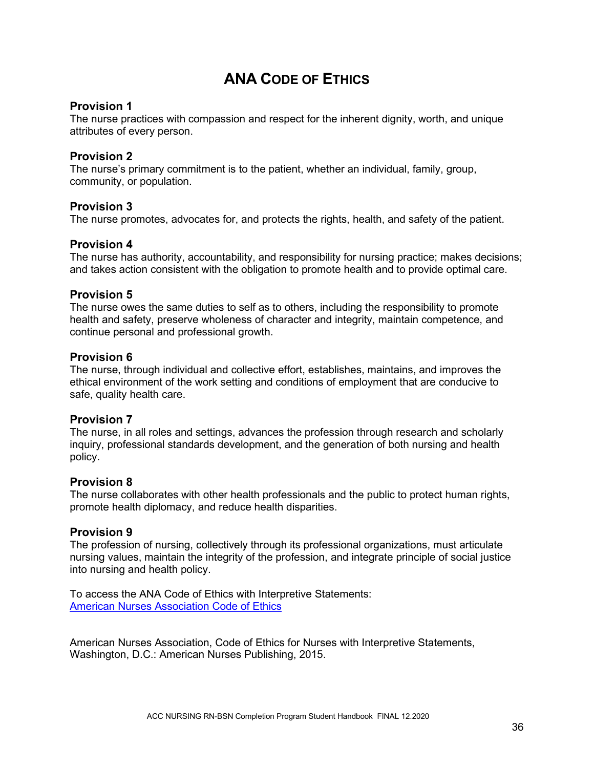# ANA Code of Ethics

### Provision 1

The nurse practices with compassion and respect for the inherent dignity, worth, and unique attributes of every person.

### Provision 2

The nurse's primary commitment is to the patient, whether an individual, family, group, community, or population.

### Provision 3

The nurse promotes, advocates for, and protects the rights, health, and safety of the patient.

### Provision 4

The nurse has authority, accountability, and responsibility for nursing practice; makes decisions; and takes action consistent with the obligation to promote health and to provide optimal care.

### Provision 5

The nurse owes the same duties to self as to others, including the responsibility to promote health and safety, preserve wholeness of character and integrity, maintain competence, and continue personal and professional growth.

### Provision 6

The nurse, through individual and collective effort, establishes, maintains, and improves the ethical environment of the work setting and conditions of employment that are conducive to safe, quality health care.

### Provision 7

The nurse, in all roles and settings, advances the profession through research and scholarly inquiry, professional standards development, and the generation of both nursing and health policy.

### Provision 8

The nurse collaborates with other health professionals and the public to protect human rights, promote health diplomacy, and reduce health disparities.

### Provision 9

The profession of nursing, collectively through its professional organizations, must articulate nursing values, maintain the integrity of the profession, and integrate principle of social justice into nursing and health policy.

To access the ANA Code of Ethics with Interpretive Statements:
[American Nurses Association Code of Ethics]

American Nurses Association, Code of Ethics for Nurses with Interpretive Statements, Washington, D.C.: American Nurses Publishing, 2015.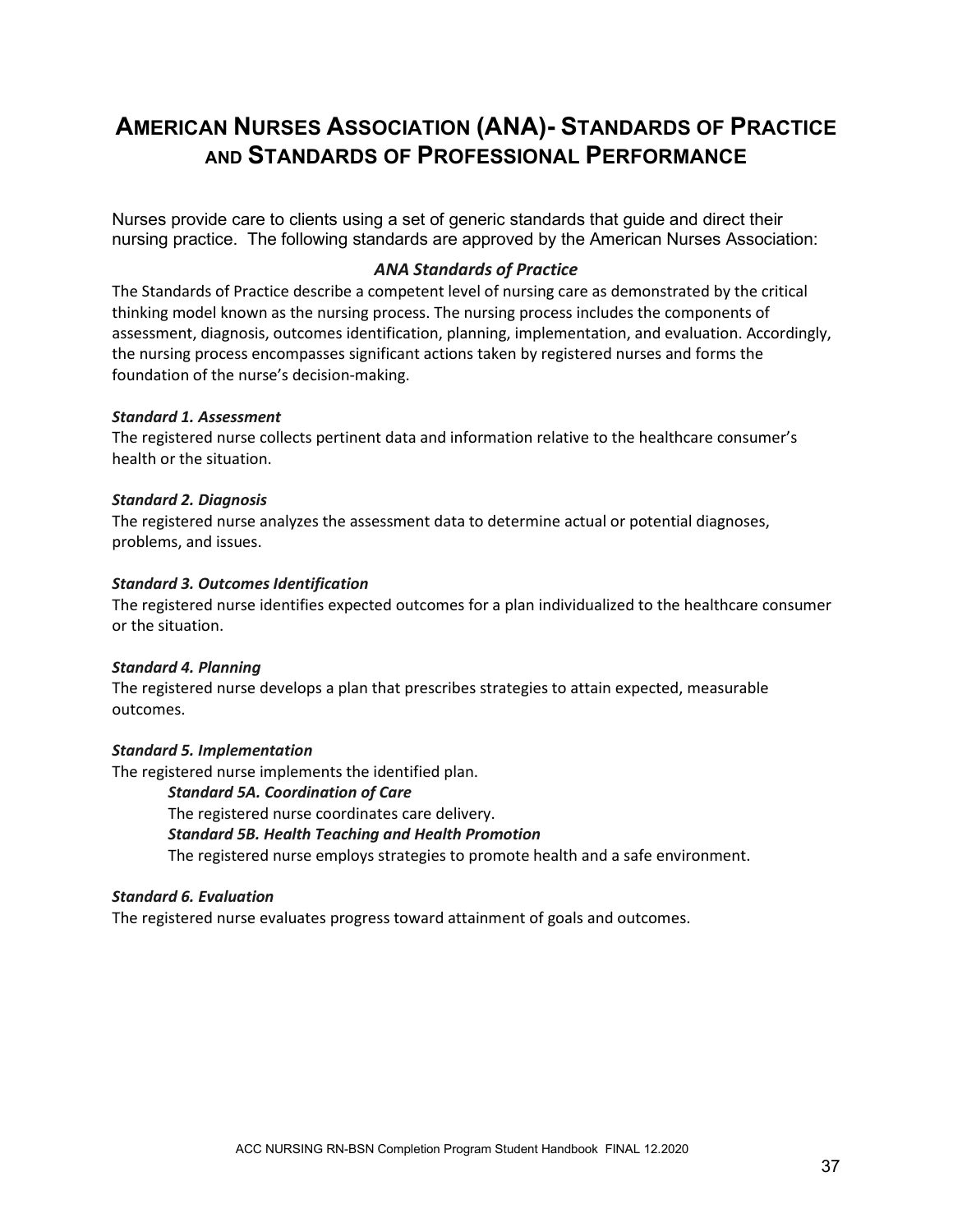# AMERICAN NURSES ASSOCIATION (ANA)- STANDARDS OF PRACTICE AND STANDARDS OF PROFESSIONAL PERFORMANCE

Nurses provide care to clients using a set of generic standards that guide and direct their nursing practice. The following standards are approved by the American Nurses Association:

## *ANA Standards of Practice*

The Standards of Practice describe a competent level of nursing care as demonstrated by the critical thinking model known as the nursing process. The nursing process includes the components of assessment, diagnosis, outcomes identification, planning, implementation, and evaluation. Accordingly, the nursing process encompasses significant actions taken by registered nurses and forms the foundation of the nurse's decision-making.

***Standard 1. Assessment***
The registered nurse collects pertinent data and information relative to the healthcare consumer's health or the situation.

***Standard 2. Diagnosis***
The registered nurse analyzes the assessment data to determine actual or potential diagnoses, problems, and issues.

***Standard 3. Outcomes Identification***
The registered nurse identifies expected outcomes for a plan individualized to the healthcare consumer or the situation.

***Standard 4. Planning***
The registered nurse develops a plan that prescribes strategies to attain expected, measurable outcomes.

***Standard 5. Implementation***
The registered nurse implements the identified plan.

> ***Standard 5A. Coordination of Care***
> The registered nurse coordinates care delivery.
>
> ***Standard 5B. Health Teaching and Health Promotion***
> The registered nurse employs strategies to promote health and a safe environment.

***Standard 6. Evaluation***
The registered nurse evaluates progress toward attainment of goals and outcomes.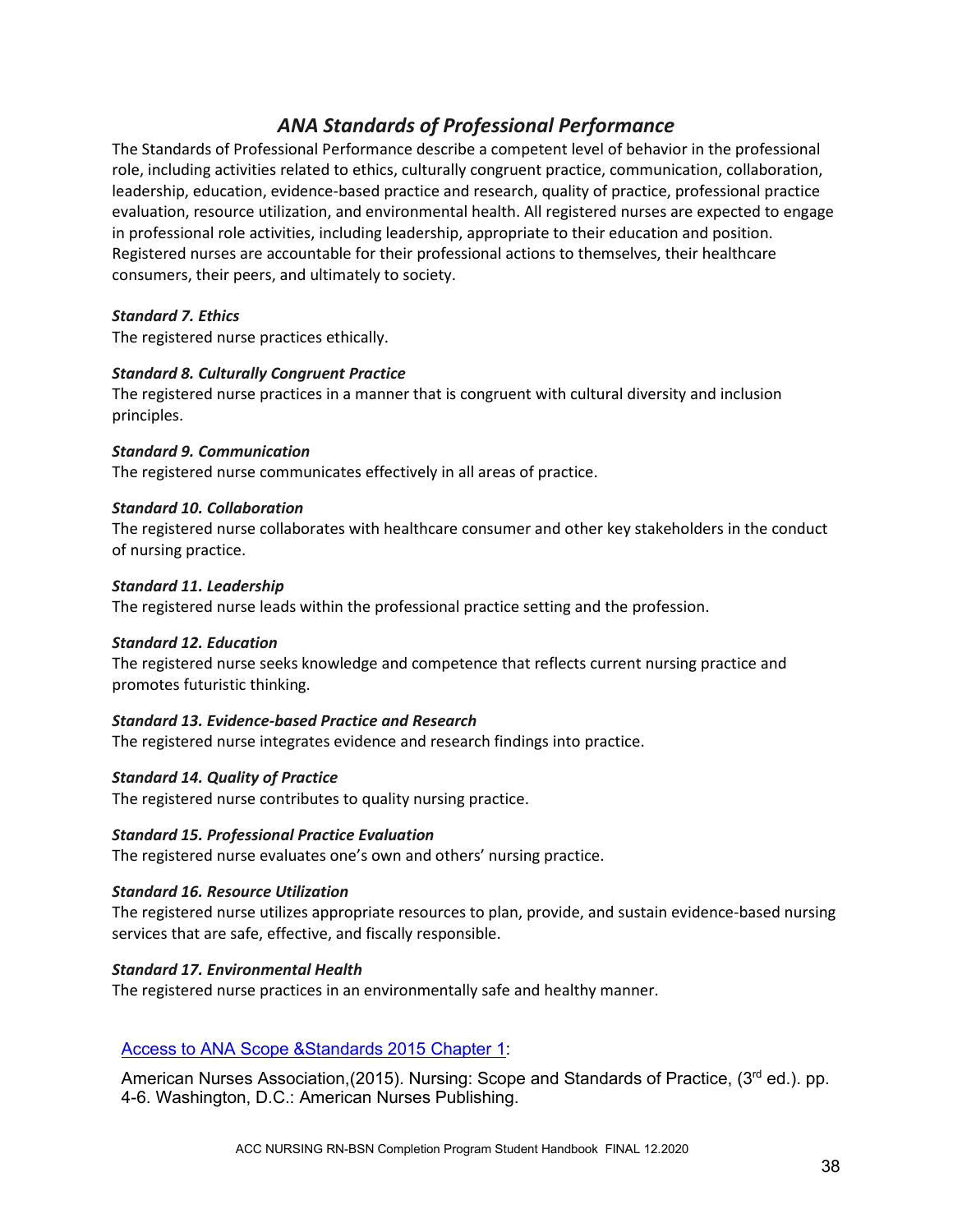## *ANA Standards of Professional Performance*

The Standards of Professional Performance describe a competent level of behavior in the professional role, including activities related to ethics, culturally congruent practice, communication, collaboration, leadership, education, evidence-based practice and research, quality of practice, professional practice evaluation, resource utilization, and environmental health. All registered nurses are expected to engage in professional role activities, including leadership, appropriate to their education and position. Registered nurses are accountable for their professional actions to themselves, their healthcare consumers, their peers, and ultimately to society.

***Standard 7. Ethics***
The registered nurse practices ethically.

***Standard 8. Culturally Congruent Practice***
The registered nurse practices in a manner that is congruent with cultural diversity and inclusion principles.

***Standard 9. Communication***
The registered nurse communicates effectively in all areas of practice.

***Standard 10. Collaboration***
The registered nurse collaborates with healthcare consumer and other key stakeholders in the conduct of nursing practice.

***Standard 11. Leadership***
The registered nurse leads within the professional practice setting and the profession.

***Standard 12. Education***
The registered nurse seeks knowledge and competence that reflects current nursing practice and promotes futuristic thinking.

***Standard 13. Evidence-based Practice and Research***
The registered nurse integrates evidence and research findings into practice.

***Standard 14. Quality of Practice***
The registered nurse contributes to quality nursing practice.

***Standard 15. Professional Practice Evaluation***
The registered nurse evaluates one's own and others' nursing practice.

***Standard 16. Resource Utilization***
The registered nurse utilizes appropriate resources to plan, provide, and sustain evidence-based nursing services that are safe, effective, and fiscally responsible.

***Standard 17. Environmental Health***
The registered nurse practices in an environmentally safe and healthy manner.

Access to ANA Scope &Standards 2015 Chapter 1:

American Nurses Association,(2015). Nursing: Scope and Standards of Practice, (3rd ed.). pp. 4-6. Washington, D.C.: American Nurses Publishing.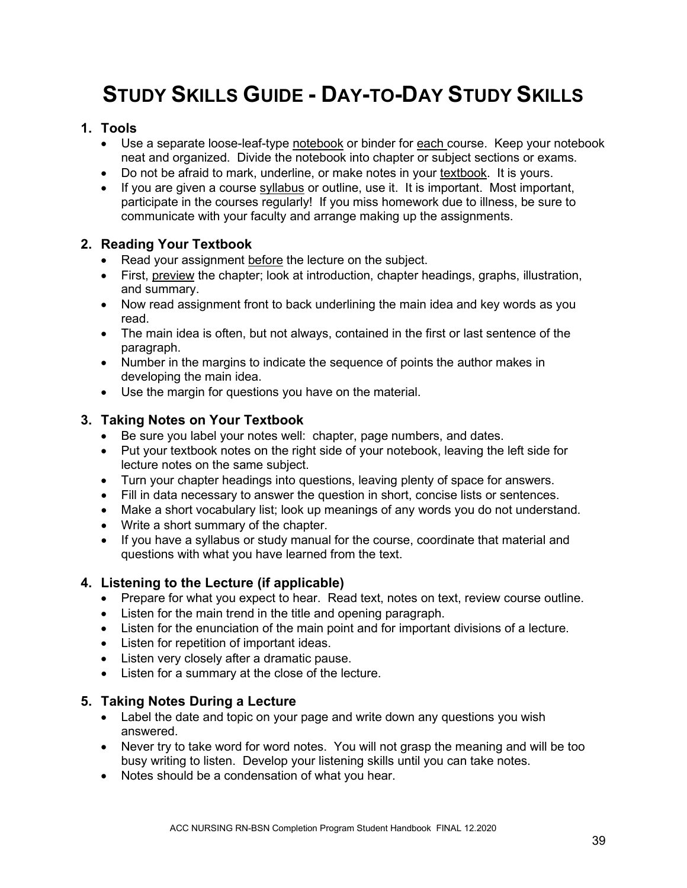# Study Skills Guide - Day-to-Day Study Skills

## 1. Tools

- Use a separate loose-leaf-type notebook or binder for each course. Keep your notebook neat and organized. Divide the notebook into chapter or subject sections or exams.
- Do not be afraid to mark, underline, or make notes in your textbook. It is yours.
- If you are given a course syllabus or outline, use it. It is important. Most important, participate in the courses regularly! If you miss homework due to illness, be sure to communicate with your faculty and arrange making up the assignments.

## 2. Reading Your Textbook

- Read your assignment before the lecture on the subject.
- First, preview the chapter; look at introduction, chapter headings, graphs, illustration, and summary.
- Now read assignment front to back underlining the main idea and key words as you read.
- The main idea is often, but not always, contained in the first or last sentence of the paragraph.
- Number in the margins to indicate the sequence of points the author makes in developing the main idea.
- Use the margin for questions you have on the material.

## 3. Taking Notes on Your Textbook

- Be sure you label your notes well: chapter, page numbers, and dates.
- Put your textbook notes on the right side of your notebook, leaving the left side for lecture notes on the same subject.
- Turn your chapter headings into questions, leaving plenty of space for answers.
- Fill in data necessary to answer the question in short, concise lists or sentences.
- Make a short vocabulary list; look up meanings of any words you do not understand.
- Write a short summary of the chapter.
- If you have a syllabus or study manual for the course, coordinate that material and questions with what you have learned from the text.

## 4. Listening to the Lecture (if applicable)

- Prepare for what you expect to hear. Read text, notes on text, review course outline.
- Listen for the main trend in the title and opening paragraph.
- Listen for the enunciation of the main point and for important divisions of a lecture.
- Listen for repetition of important ideas.
- Listen very closely after a dramatic pause.
- Listen for a summary at the close of the lecture.

## 5. Taking Notes During a Lecture

- Label the date and topic on your page and write down any questions you wish answered.
- Never try to take word for word notes. You will not grasp the meaning and will be too busy writing to listen. Develop your listening skills until you can take notes.
- Notes should be a condensation of what you hear.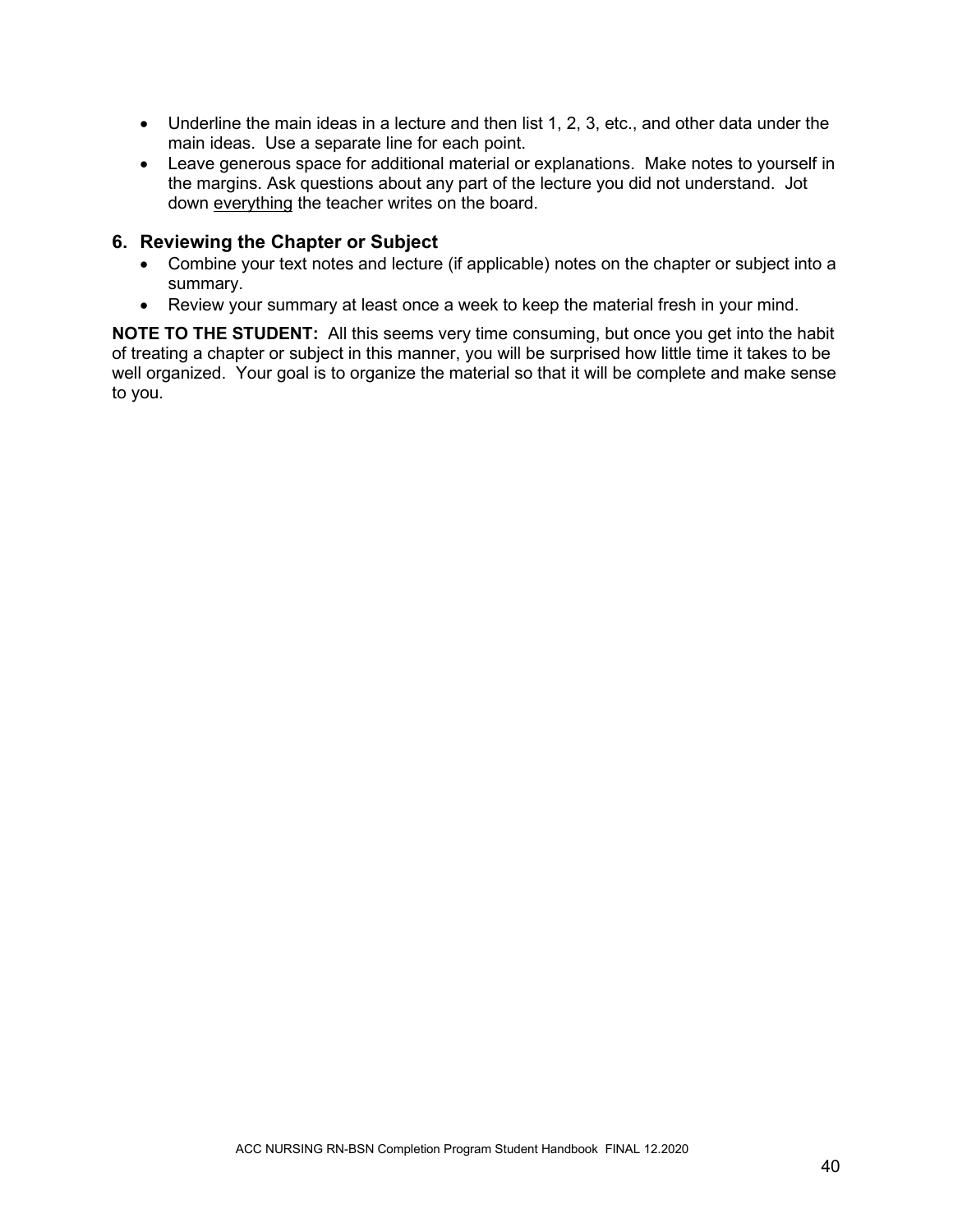- Underline the main ideas in a lecture and then list 1, 2, 3, etc., and other data under the main ideas. Use a separate line for each point.
- Leave generous space for additional material or explanations. Make notes to yourself in the margins. Ask questions about any part of the lecture you did not understand. Jot down <u>everything</u> the teacher writes on the board.

### 6. Reviewing the Chapter or Subject

- Combine your text notes and lecture (if applicable) notes on the chapter or subject into a summary.
- Review your summary at least once a week to keep the material fresh in your mind.

**NOTE TO THE STUDENT:** All this seems very time consuming, but once you get into the habit of treating a chapter or subject in this manner, you will be surprised how little time it takes to be well organized. Your goal is to organize the material so that it will be complete and make sense to you.